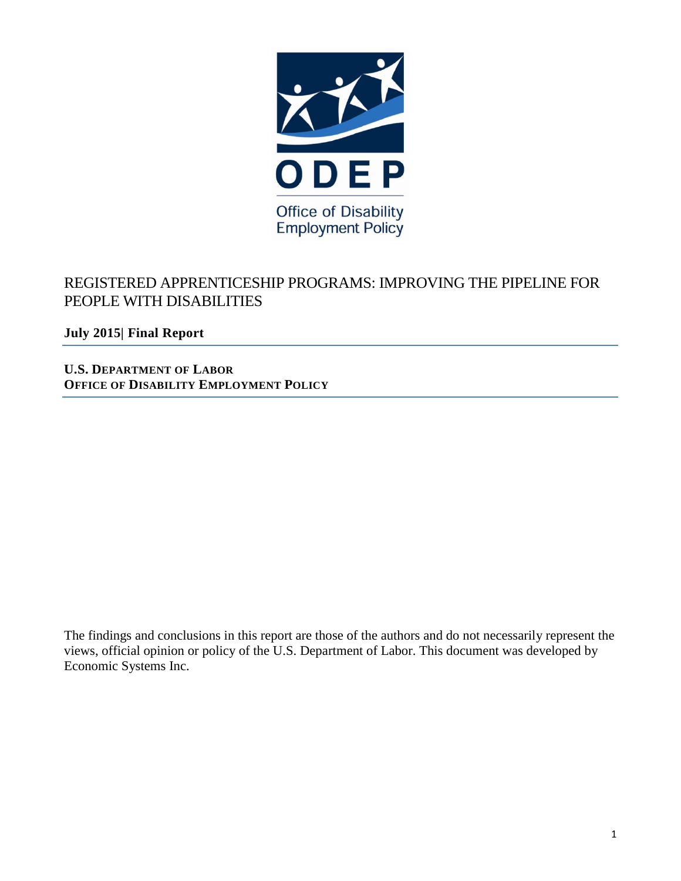ODEP

Office of Disability Employment Policy

# REGISTERED APPRENTICESHIP PROGRAMS: IMPROVING THE PIPELINE FOR PEOPLE WITH DISABILITIES

**July 2015| Final Report**

**U.S. DEPARTMENT OF LABOR**
**OFFICE OF DISABILITY EMPLOYMENT POLICY**

The findings and conclusions in this report are those of the authors and do not necessarily represent the views, official opinion or policy of the U.S. Department of Labor. This document was developed by Economic Systems Inc.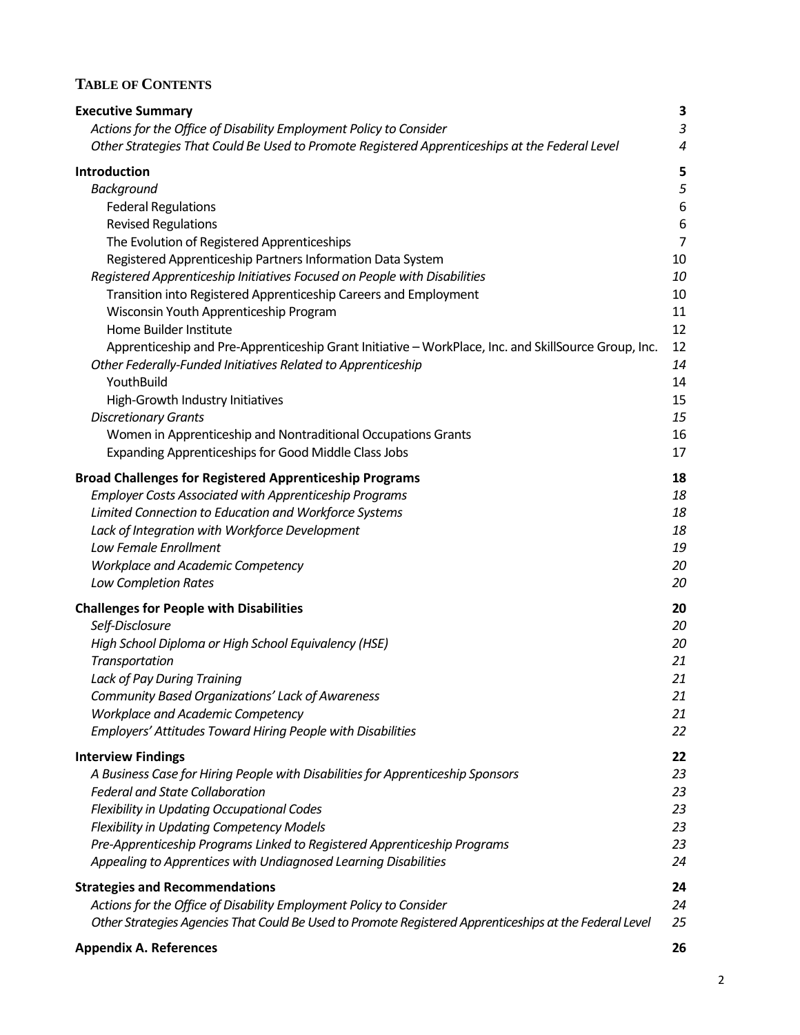## Table of Contents

| | |
|---|---|
| **Executive Summary** | **3** |
| *Actions for the Office of Disability Employment Policy to Consider* | *3* |
| *Other Strategies That Could Be Used to Promote Registered Apprenticeships at the Federal Level* | *4* |
| **Introduction** | **5** |
| *Background* | *5* |
| Federal Regulations | 6 |
| Revised Regulations | 6 |
| The Evolution of Registered Apprenticeships | 7 |
| Registered Apprenticeship Partners Information Data System | 10 |
| *Registered Apprenticeship Initiatives Focused on People with Disabilities* | *10* |
| Transition into Registered Apprenticeship Careers and Employment | 10 |
| Wisconsin Youth Apprenticeship Program | 11 |
| Home Builder Institute | 12 |
| Apprenticeship and Pre-Apprenticeship Grant Initiative – WorkPlace, Inc. and SkillSource Group, Inc. | 12 |
| *Other Federally-Funded Initiatives Related to Apprenticeship* | *14* |
| YouthBuild | 14 |
| High-Growth Industry Initiatives | 15 |
| *Discretionary Grants* | *15* |
| Women in Apprenticeship and Nontraditional Occupations Grants | 16 |
| Expanding Apprenticeships for Good Middle Class Jobs | 17 |
| **Broad Challenges for Registered Apprenticeship Programs** | **18** |
| *Employer Costs Associated with Apprenticeship Programs* | *18* |
| *Limited Connection to Education and Workforce Systems* | *18* |
| *Lack of Integration with Workforce Development* | *18* |
| *Low Female Enrollment* | *19* |
| *Workplace and Academic Competency* | *20* |
| *Low Completion Rates* | *20* |
| **Challenges for People with Disabilities** | **20** |
| *Self-Disclosure* | *20* |
| *High School Diploma or High School Equivalency (HSE)* | *20* |
| *Transportation* | *21* |
| *Lack of Pay During Training* | *21* |
| *Community Based Organizations' Lack of Awareness* | *21* |
| *Workplace and Academic Competency* | *21* |
| *Employers' Attitudes Toward Hiring People with Disabilities* | *22* |
| **Interview Findings** | **22** |
| *A Business Case for Hiring People with Disabilities for Apprenticeship Sponsors* | *23* |
| *Federal and State Collaboration* | *23* |
| *Flexibility in Updating Occupational Codes* | *23* |
| *Flexibility in Updating Competency Models* | *23* |
| *Pre-Apprenticeship Programs Linked to Registered Apprenticeship Programs* | *23* |
| *Appealing to Apprentices with Undiagnosed Learning Disabilities* | *24* |
| **Strategies and Recommendations** | **24** |
| *Actions for the Office of Disability Employment Policy to Consider* | *24* |
| *Other Strategies Agencies That Could Be Used to Promote Registered Apprenticeships at the Federal Level* | *25* |
| **Appendix A. References** | **26** |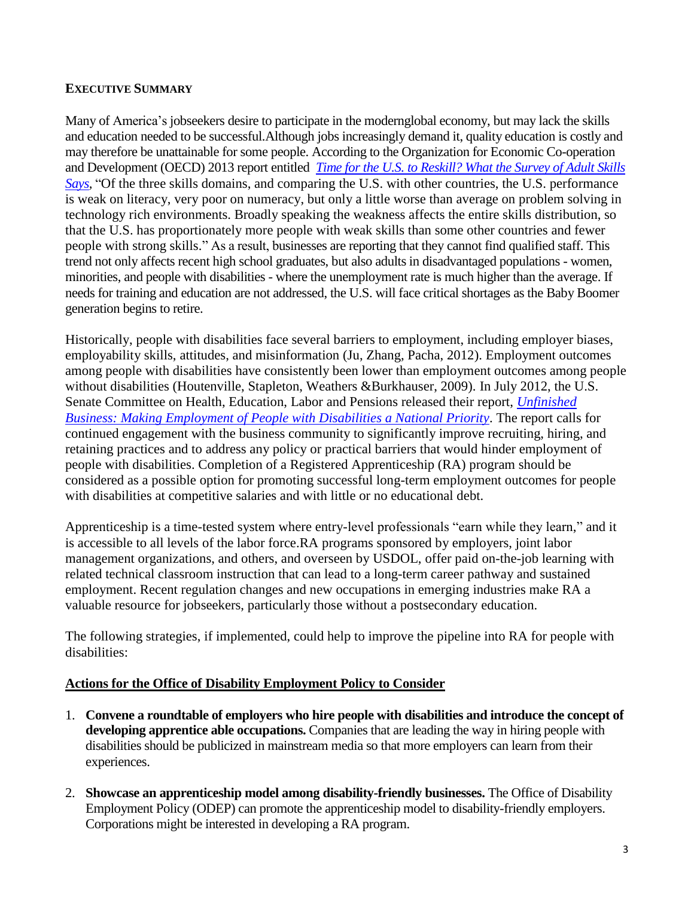## EXECUTIVE SUMMARY

Many of America's jobseekers desire to participate in the moderngloblal economy, but may lack the skills and education needed to be successful.Although jobs increasingly demand it, quality education is costly and may therefore be unattainable for some people. According to the Organization for Economic Co-operation and Development (OECD) 2013 report entitled *Time for the U.S. to Reskill? What the Survey of Adult Skills Says*, "Of the three skills domains, and comparing the U.S. with other countries, the U.S. performance is weak on literacy, very poor on numeracy, but only a little worse than average on problem solving in technology rich environments. Broadly speaking the weakness affects the entire skills distribution, so that the U.S. has proportionately more people with weak skills than some other countries and fewer people with strong skills." As a result, businesses are reporting that they cannot find qualified staff. This trend not only affects recent high school graduates, but also adults in disadvantaged populations - women, minorities, and people with disabilities - where the unemployment rate is much higher than the average. If needs for training and education are not addressed, the U.S. will face critical shortages as the Baby Boomer generation begins to retire.

Historically, people with disabilities face several barriers to employment, including employer biases, employability skills, attitudes, and misinformation (Ju, Zhang, Pacha, 2012). Employment outcomes among people with disabilities have consistently been lower than employment outcomes among people without disabilities (Houtenville, Stapleton, Weathers &Burkhauser, 2009). In July 2012, the U.S. Senate Committee on Health, Education, Labor and Pensions released their report, *Unfinished Business: Making Employment of People with Disabilities a National Priority*. The report calls for continued engagement with the business community to significantly improve recruiting, hiring, and retaining practices and to address any policy or practical barriers that would hinder employment of people with disabilities. Completion of a Registered Apprenticeship (RA) program should be considered as a possible option for promoting successful long-term employment outcomes for people with disabilities at competitive salaries and with little or no educational debt.

Apprenticeship is a time-tested system where entry-level professionals "earn while they learn," and it is accessible to all levels of the labor force.RA programs sponsored by employers, joint labor management organizations, and others, and overseen by USDOL, offer paid on-the-job learning with related technical classroom instruction that can lead to a long-term career pathway and sustained employment. Recent regulation changes and new occupations in emerging industries make RA a valuable resource for jobseekers, particularly those without a postsecondary education.

The following strategies, if implemented, could help to improve the pipeline into RA for people with disabilities:

### Actions for the Office of Disability Employment Policy to Consider

1. **Convene a roundtable of employers who hire people with disabilities and introduce the concept of developing apprentice able occupations.** Companies that are leading the way in hiring people with disabilities should be publicized in mainstream media so that more employers can learn from their experiences.
2. **Showcase an apprenticeship model among disability-friendly businesses.** The Office of Disability Employment Policy (ODEP) can promote the apprenticeship model to disability-friendly employers. Corporations might be interested in developing a RA program.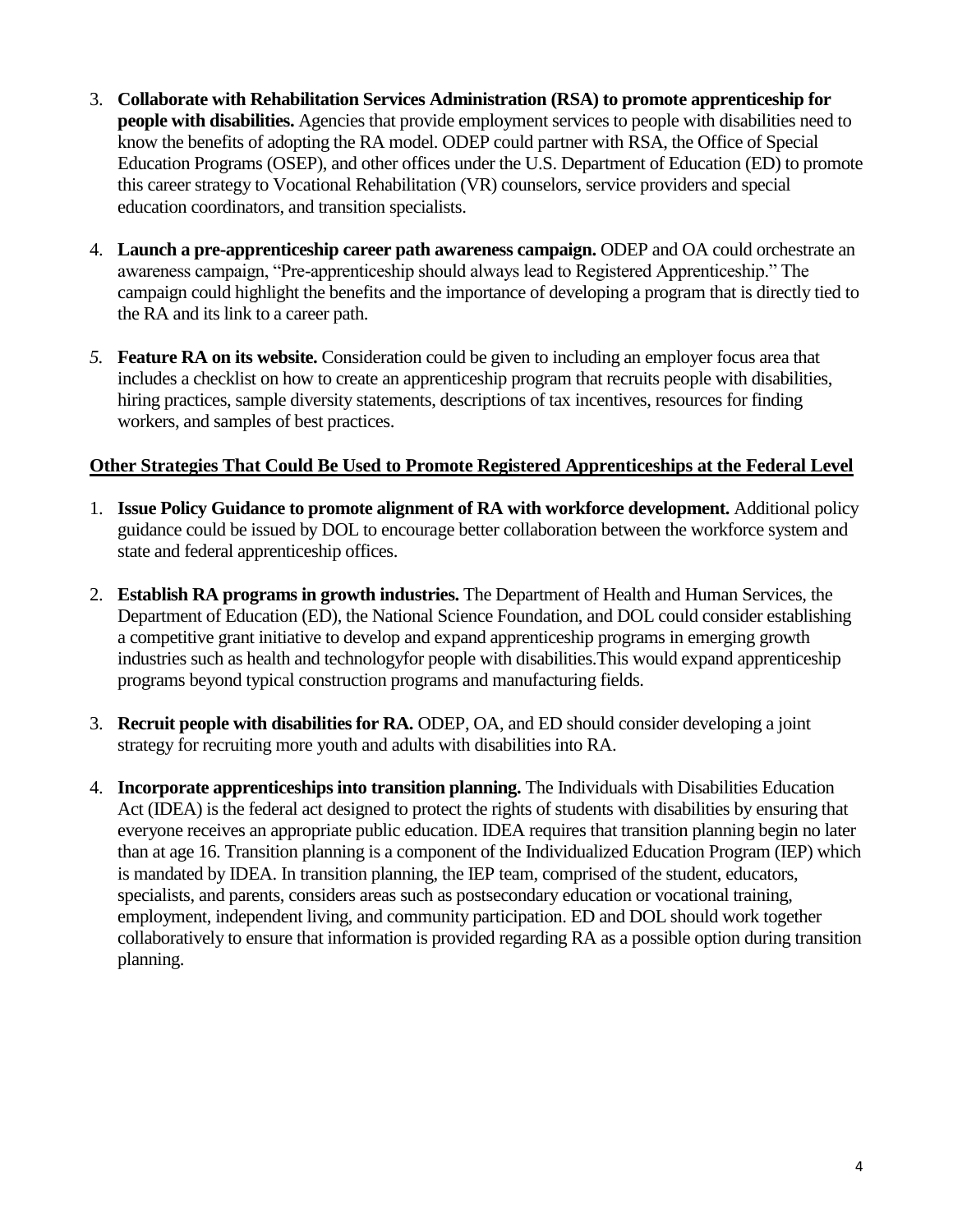3. **Collaborate with Rehabilitation Services Administration (RSA) to promote apprenticeship for people with disabilities.** Agencies that provide employment services to people with disabilities need to know the benefits of adopting the RA model. ODEP could partner with RSA, the Office of Special Education Programs (OSEP), and other offices under the U.S. Department of Education (ED) to promote this career strategy to Vocational Rehabilitation (VR) counselors, service providers and special education coordinators, and transition specialists.

4. **Launch a pre-apprenticeship career path awareness campaign.** ODEP and OA could orchestrate an awareness campaign, "Pre-apprenticeship should always lead to Registered Apprenticeship." The campaign could highlight the benefits and the importance of developing a program that is directly tied to the RA and its link to a career path.

5. **Feature RA on its website.** Consideration could be given to including an employer focus area that includes a checklist on how to create an apprenticeship program that recruits people with disabilities, hiring practices, sample diversity statements, descriptions of tax incentives, resources for finding workers, and samples of best practices.

**<u>Other Strategies That Could Be Used to Promote Registered Apprenticeships at the Federal Level</u>**

1. **Issue Policy Guidance to promote alignment of RA with workforce development.** Additional policy guidance could be issued by DOL to encourage better collaboration between the workforce system and state and federal apprenticeship offices.

2. **Establish RA programs in growth industries.** The Department of Health and Human Services, the Department of Education (ED), the National Science Foundation, and DOL could consider establishing a competitive grant initiative to develop and expand apprenticeship programs in emerging growth industries such as health and technologyfor people with disabilities.This would expand apprenticeship programs beyond typical construction programs and manufacturing fields.

3. **Recruit people with disabilities for RA.** ODEP, OA, and ED should consider developing a joint strategy for recruiting more youth and adults with disabilities into RA.

4. **Incorporate apprenticeships into transition planning.** The Individuals with Disabilities Education Act (IDEA) is the federal act designed to protect the rights of students with disabilities by ensuring that everyone receives an appropriate public education. IDEA requires that transition planning begin no later than at age 16. Transition planning is a component of the Individualized Education Program (IEP) which is mandated by IDEA. In transition planning, the IEP team, comprised of the student, educators, specialists, and parents, considers areas such as postsecondary education or vocational training, employment, independent living, and community participation. ED and DOL should work together collaboratively to ensure that information is provided regarding RA as a possible option during transition planning.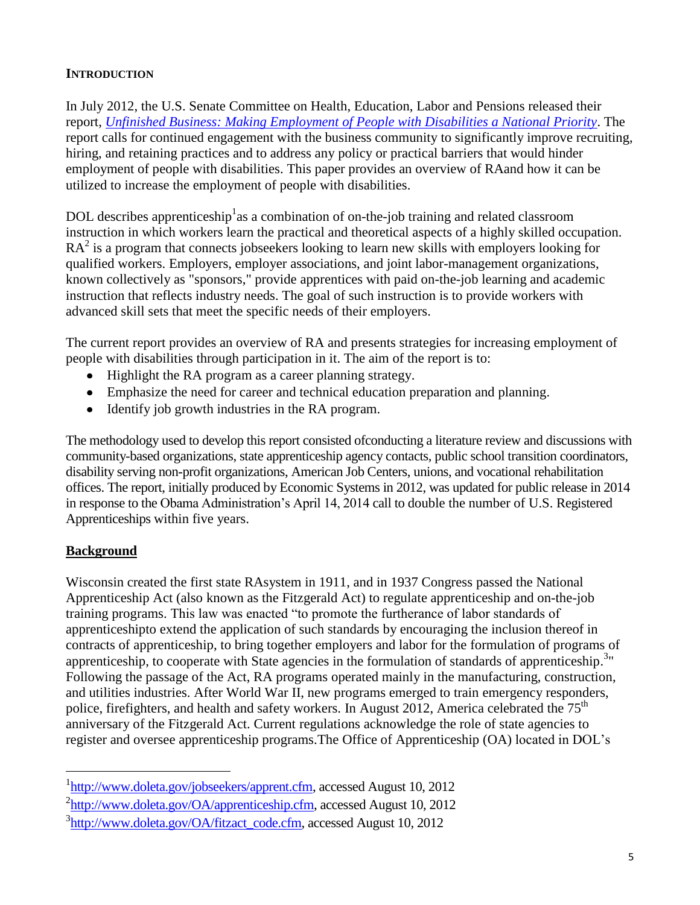**INTRODUCTION**

In July 2012, the U.S. Senate Committee on Health, Education, Labor and Pensions released their report, *Unfinished Business: Making Employment of People with Disabilities a National Priority*. The report calls for continued engagement with the business community to significantly improve recruiting, hiring, and retaining practices and to address any policy or practical barriers that would hinder employment of people with disabilities. This paper provides an overview of RAand how it can be utilized to increase the employment of people with disabilities.

DOL describes apprenticeship[1]as a combination of on-the-job training and related classroom instruction in which workers learn the practical and theoretical aspects of a highly skilled occupation. RA[2] is a program that connects jobseekers looking to learn new skills with employers looking for qualified workers. Employers, employer associations, and joint labor-management organizations, known collectively as "sponsors," provide apprentices with paid on-the-job learning and academic instruction that reflects industry needs. The goal of such instruction is to provide workers with advanced skill sets that meet the specific needs of their employers.

The current report provides an overview of RA and presents strategies for increasing employment of people with disabilities through participation in it. The aim of the report is to:

- Highlight the RA program as a career planning strategy.
- Emphasize the need for career and technical education preparation and planning.
- Identify job growth industries in the RA program.

The methodology used to develop this report consisted ofconducting a literature review and discussions with community-based organizations, state apprenticeship agency contacts, public school transition coordinators, disability serving non-profit organizations, American Job Centers, unions, and vocational rehabilitation offices. The report, initially produced by Economic Systems in 2012, was updated for public release in 2014 in response to the Obama Administration's April 14, 2014 call to double the number of U.S. Registered Apprenticeships within five years.

## Background

Wisconsin created the first state RAsystem in 1911, and in 1937 Congress passed the National Apprenticeship Act (also known as the Fitzgerald Act) to regulate apprenticeship and on-the-job training programs. This law was enacted "to promote the furtherance of labor standards of apprenticeshipto extend the application of such standards by encouraging the inclusion thereof in contracts of apprenticeship, to bring together employers and labor for the formulation of programs of apprenticeship, to cooperate with State agencies in the formulation of standards of apprenticeship.[3]" Following the passage of the Act, RA programs operated mainly in the manufacturing, construction, and utilities industries. After World War II, new programs emerged to train emergency responders, police, firefighters, and health and safety workers. In August 2012, America celebrated the 75th anniversary of the Fitzgerald Act. Current regulations acknowledge the role of state agencies to register and oversee apprenticeship programs.The Office of Apprenticeship (OA) located in DOL's

---

[1] http://www.doleta.gov/jobseekers/apprent.cfm, accessed August 10, 2012

[2] http://www.doleta.gov/OA/apprenticeship.cfm, accessed August 10, 2012

[3] http://www.doleta.gov/OA/fitzact_code.cfm, accessed August 10, 2012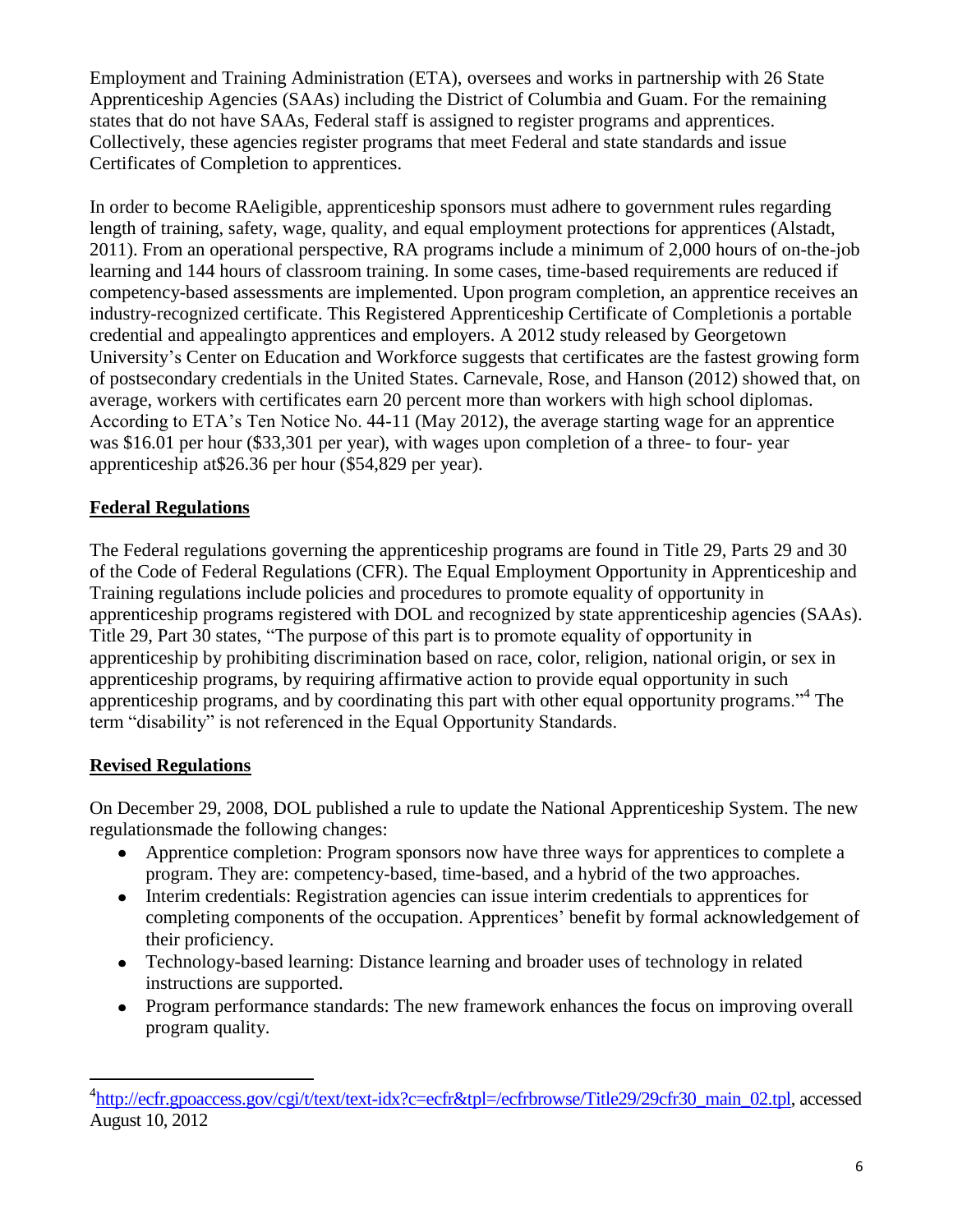Employment and Training Administration (ETA), oversees and works in partnership with 26 State Apprenticeship Agencies (SAAs) including the District of Columbia and Guam. For the remaining states that do not have SAAs, Federal staff is assigned to register programs and apprentices. Collectively, these agencies register programs that meet Federal and state standards and issue Certificates of Completion to apprentices.

In order to become RAeligible, apprenticeship sponsors must adhere to government rules regarding length of training, safety, wage, quality, and equal employment protections for apprentices (Alstadt, 2011). From an operational perspective, RA programs include a minimum of 2,000 hours of on-the-job learning and 144 hours of classroom training. In some cases, time-based requirements are reduced if competency-based assessments are implemented. Upon program completion, an apprentice receives an industry-recognized certificate. This Registered Apprenticeship Certificate of Completionis a portable credential and appealingto apprentices and employers. A 2012 study released by Georgetown University's Center on Education and Workforce suggests that certificates are the fastest growing form of postsecondary credentials in the United States. Carnevale, Rose, and Hanson (2012) showed that, on average, workers with certificates earn 20 percent more than workers with high school diplomas. According to ETA's Ten Notice No. 44-11 (May 2012), the average starting wage for an apprentice was $16.01 per hour ($33,301 per year), with wages upon completion of a three- to four- year apprenticeship at$26.36 per hour ($54,829 per year).

## Federal Regulations

The Federal regulations governing the apprenticeship programs are found in Title 29, Parts 29 and 30 of the Code of Federal Regulations (CFR). The Equal Employment Opportunity in Apprenticeship and Training regulations include policies and procedures to promote equality of opportunity in apprenticeship programs registered with DOL and recognized by state apprenticeship agencies (SAAs). Title 29, Part 30 states, "The purpose of this part is to promote equality of opportunity in apprenticeship by prohibiting discrimination based on race, color, religion, national origin, or sex in apprenticeship programs, by requiring affirmative action to provide equal opportunity in such apprenticeship programs, and by coordinating this part with other equal opportunity programs."[4] The term "disability" is not referenced in the Equal Opportunity Standards.

## Revised Regulations

On December 29, 2008, DOL published a rule to update the National Apprenticeship System. The new regulationsmade the following changes:

- Apprentice completion: Program sponsors now have three ways for apprentices to complete a program. They are: competency-based, time-based, and a hybrid of the two approaches.
- Interim credentials: Registration agencies can issue interim credentials to apprentices for completing components of the occupation. Apprentices' benefit by formal acknowledgement of their proficiency.
- Technology-based learning: Distance learning and broader uses of technology in related instructions are supported.
- Program performance standards: The new framework enhances the focus on improving overall program quality.

---

[4] http://ecfr.gpoaccess.gov/cgi/t/text/text-idx?c=ecfr&tpl=/ecfrbrowse/Title29/29cfr30_main_02.tpl, accessed August 10, 2012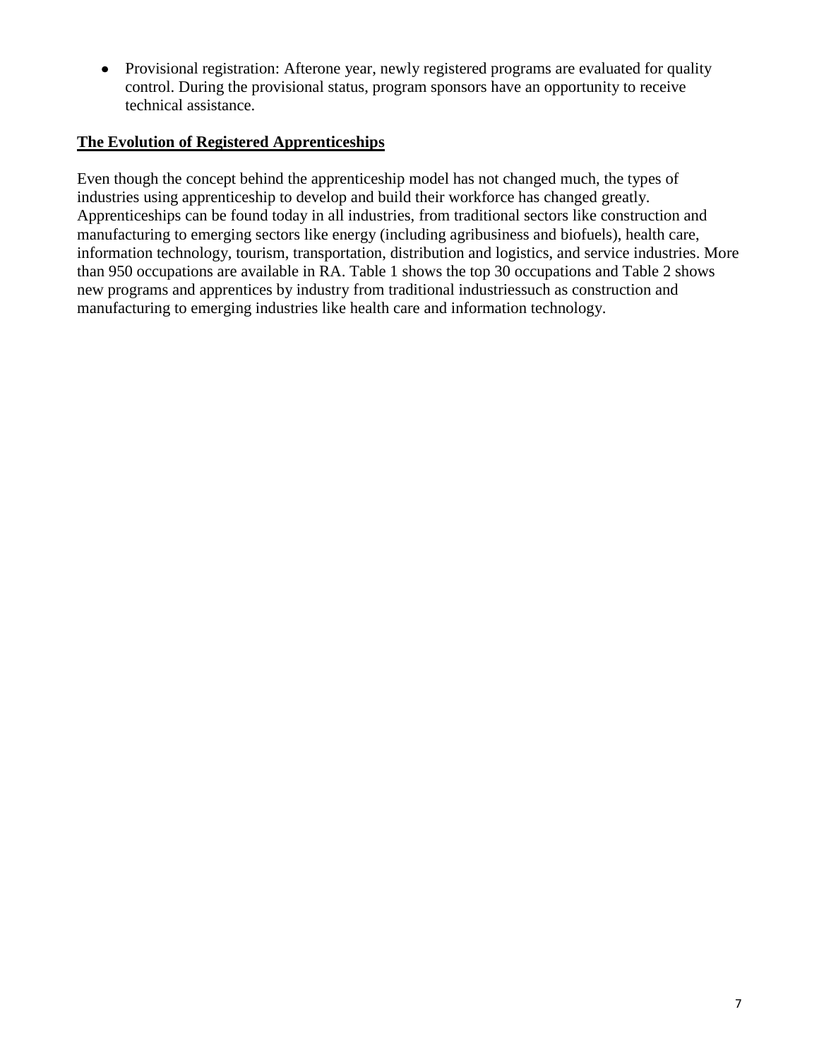- Provisional registration: Afterone year, newly registered programs are evaluated for quality control. During the provisional status, program sponsors have an opportunity to receive technical assistance.

## The Evolution of Registered Apprenticeships

Even though the concept behind the apprenticeship model has not changed much, the types of industries using apprenticeship to develop and build their workforce has changed greatly. Apprenticeships can be found today in all industries, from traditional sectors like construction and manufacturing to emerging sectors like energy (including agribusiness and biofuels), health care, information technology, tourism, transportation, distribution and logistics, and service industries. More than 950 occupations are available in RA. Table 1 shows the top 30 occupations and Table 2 shows new programs and apprentices by industry from traditional industriessuch as construction and manufacturing to emerging industries like health care and information technology.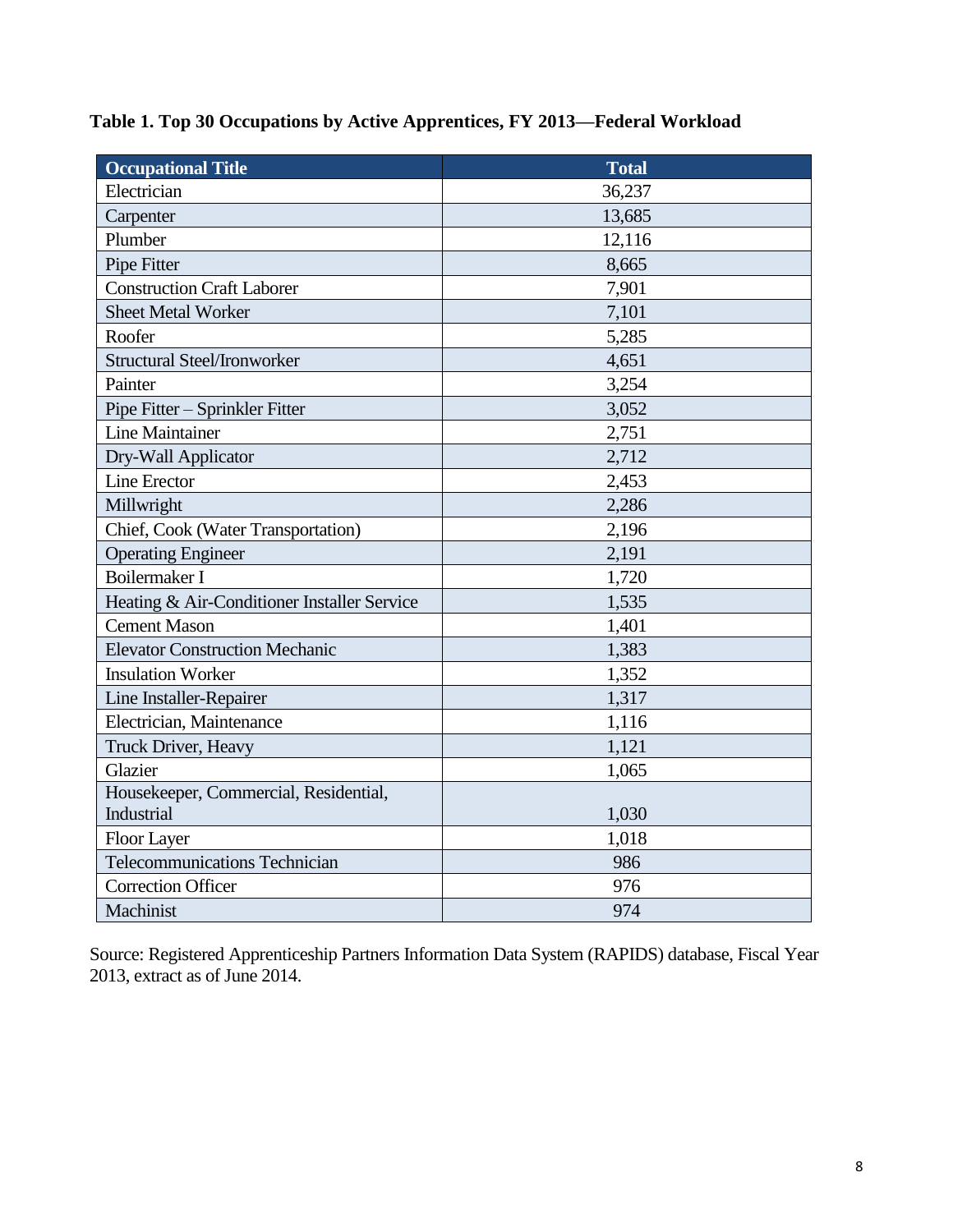**Table 1. Top 30 Occupations by Active Apprentices, FY 2013—Federal Workload**

| Occupational Title | Total |
|---|---|
| Electrician | 36,237 |
| Carpenter | 13,685 |
| Plumber | 12,116 |
| Pipe Fitter | 8,665 |
| Construction Craft Laborer | 7,901 |
| Sheet Metal Worker | 7,101 |
| Roofer | 5,285 |
| Structural Steel/Ironworker | 4,651 |
| Painter | 3,254 |
| Pipe Fitter – Sprinkler Fitter | 3,052 |
| Line Maintainer | 2,751 |
| Dry-Wall Applicator | 2,712 |
| Line Erector | 2,453 |
| Millwright | 2,286 |
| Chief, Cook (Water Transportation) | 2,196 |
| Operating Engineer | 2,191 |
| Boilermaker I | 1,720 |
| Heating & Air-Conditioner Installer Service | 1,535 |
| Cement Mason | 1,401 |
| Elevator Construction Mechanic | 1,383 |
| Insulation Worker | 1,352 |
| Line Installer-Repairer | 1,317 |
| Electrician, Maintenance | 1,116 |
| Truck Driver, Heavy | 1,121 |
| Glazier | 1,065 |
| Housekeeper, Commercial, Residential, Industrial | 1,030 |
| Floor Layer | 1,018 |
| Telecommunications Technician | 986 |
| Correction Officer | 976 |
| Machinist | 974 |

Source: Registered Apprenticeship Partners Information Data System (RAPIDS) database, Fiscal Year 2013, extract as of June 2014.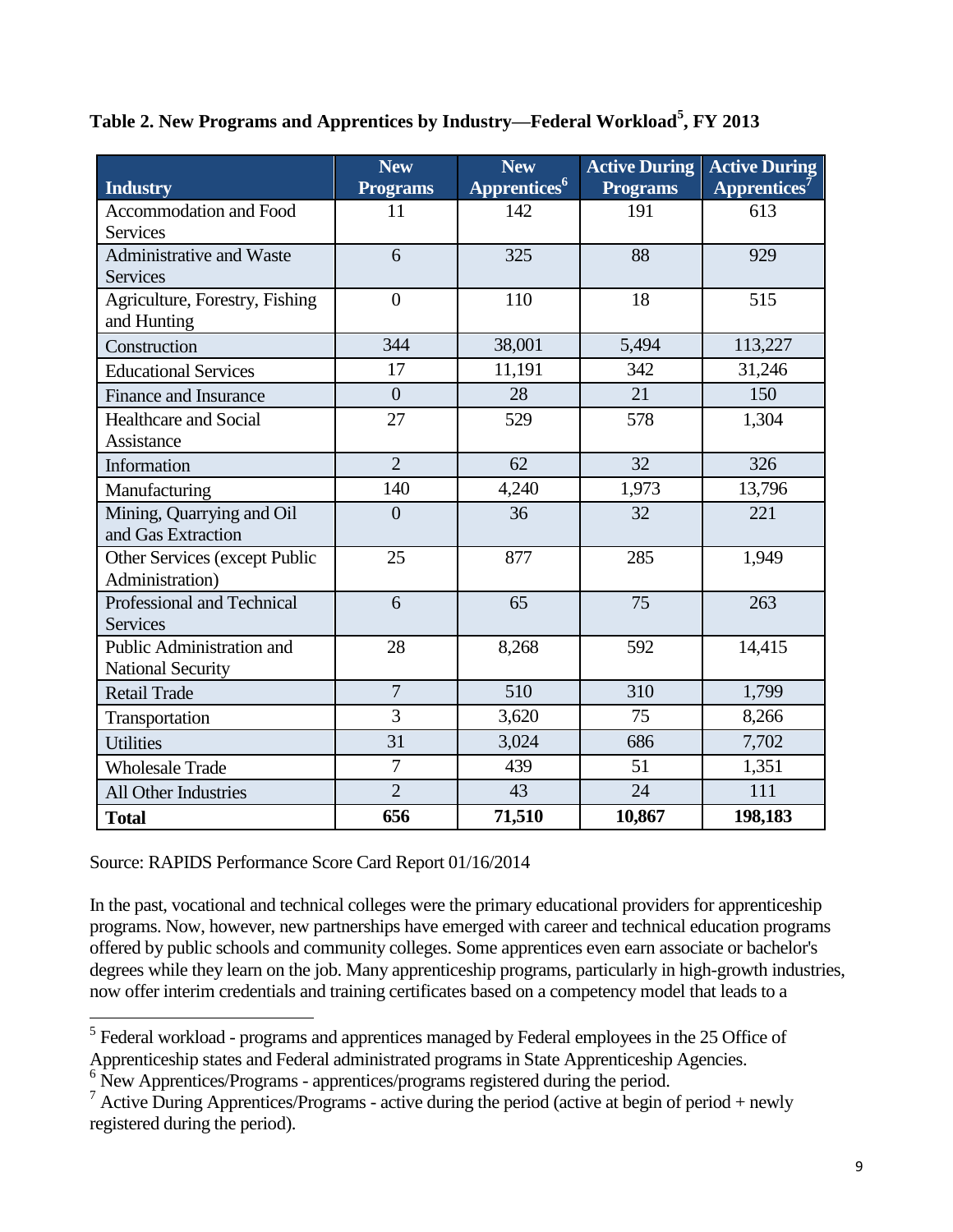**Table 2. New Programs and Apprentices by Industry—Federal Workload[5], FY 2013**

| Industry | New Programs | New Apprentices[6] | Active During Programs | Active During Apprentices[7] |
|---|---|---|---|---|
| Accommodation and Food Services | 11 | 142 | 191 | 613 |
| Administrative and Waste Services | 6 | 325 | 88 | 929 |
| Agriculture, Forestry, Fishing and Hunting | 0 | 110 | 18 | 515 |
| Construction | 344 | 38,001 | 5,494 | 113,227 |
| Educational Services | 17 | 11,191 | 342 | 31,246 |
| Finance and Insurance | 0 | 28 | 21 | 150 |
| Healthcare and Social Assistance | 27 | 529 | 578 | 1,304 |
| Information | 2 | 62 | 32 | 326 |
| Manufacturing | 140 | 4,240 | 1,973 | 13,796 |
| Mining, Quarrying and Oil and Gas Extraction | 0 | 36 | 32 | 221 |
| Other Services (except Public Administration) | 25 | 877 | 285 | 1,949 |
| Professional and Technical Services | 6 | 65 | 75 | 263 |
| Public Administration and National Security | 28 | 8,268 | 592 | 14,415 |
| Retail Trade | 7 | 510 | 310 | 1,799 |
| Transportation | 3 | 3,620 | 75 | 8,266 |
| Utilities | 31 | 3,024 | 686 | 7,702 |
| Wholesale Trade | 7 | 439 | 51 | 1,351 |
| All Other Industries | 2 | 43 | 24 | 111 |
| **Total** | **656** | **71,510** | **10,867** | **198,183** |

Source: RAPIDS Performance Score Card Report 01/16/2014

In the past, vocational and technical colleges were the primary educational providers for apprenticeship programs. Now, however, new partnerships have emerged with career and technical education programs offered by public schools and community colleges. Some apprentices even earn associate or bachelor's degrees while they learn on the job. Many apprenticeship programs, particularly in high-growth industries, now offer interim credentials and training certificates based on a competency model that leads to a

[5] Federal workload - programs and apprentices managed by Federal employees in the 25 Office of Apprenticeship states and Federal administrated programs in State Apprenticeship Agencies.

[6] New Apprentices/Programs - apprentices/programs registered during the period.

[7] Active During Apprentices/Programs - active during the period (active at begin of period + newly registered during the period).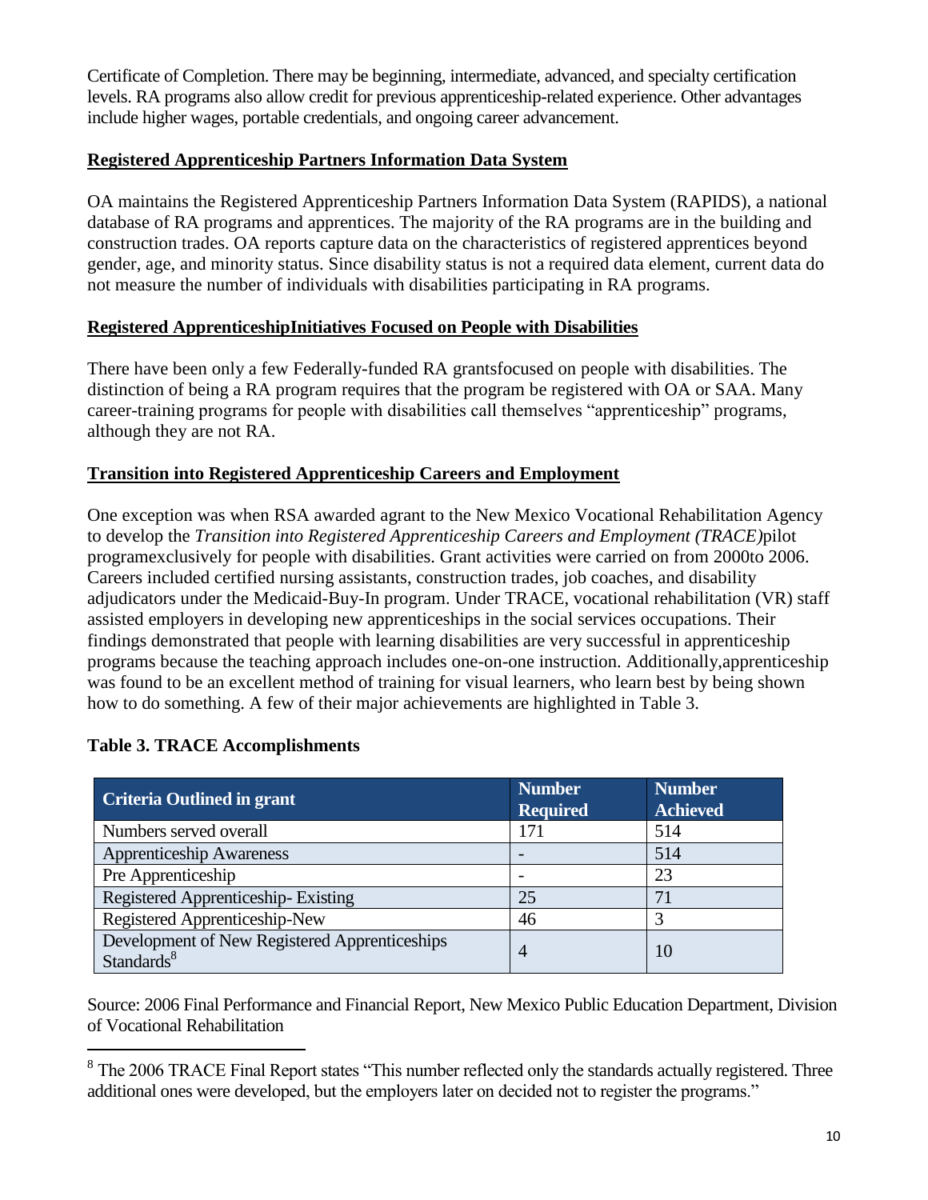Certificate of Completion. There may be beginning, intermediate, advanced, and specialty certification levels. RA programs also allow credit for previous apprenticeship-related experience. Other advantages include higher wages, portable credentials, and ongoing career advancement.

## Registered Apprenticeship Partners Information Data System

OA maintains the Registered Apprenticeship Partners Information Data System (RAPIDS), a national database of RA programs and apprentices. The majority of the RA programs are in the building and construction trades. OA reports capture data on the characteristics of registered apprentices beyond gender, age, and minority status. Since disability status is not a required data element, current data do not measure the number of individuals with disabilities participating in RA programs.

## Registered ApprenticeshipInitiatives Focused on People with Disabilities

There have been only a few Federally-funded RA grantsfocused on people with disabilities. The distinction of being a RA program requires that the program be registered with OA or SAA. Many career-training programs for people with disabilities call themselves "apprenticeship" programs, although they are not RA.

## Transition into Registered Apprenticeship Careers and Employment

One exception was when RSA awarded agrant to the New Mexico Vocational Rehabilitation Agency to develop the *Transition into Registered Apprenticeship Careers and Employment (TRACE)*pilot programexclusively for people with disabilities. Grant activities were carried on from 2000to 2006. Careers included certified nursing assistants, construction trades, job coaches, and disability adjudicators under the Medicaid-Buy-In program. Under TRACE, vocational rehabilitation (VR) staff assisted employers in developing new apprenticeships in the social services occupations. Their findings demonstrated that people with learning disabilities are very successful in apprenticeship programs because the teaching approach includes one-on-one instruction. Additionally,apprenticeship was found to be an excellent method of training for visual learners, who learn best by being shown how to do something. A few of their major achievements are highlighted in Table 3.

**Table 3. TRACE Accomplishments**

| Criteria Outlined in grant | Number Required | Number Achieved |
|---|---|---|
| Numbers served overall | 171 | 514 |
| Apprenticeship Awareness | - | 514 |
| Pre Apprenticeship | - | 23 |
| Registered Apprenticeship- Existing | 25 | 71 |
| Registered Apprenticeship-New | 46 | 3 |
| Development of New Registered Apprenticeships Standards[8] | 4 | 10 |

Source: 2006 Final Performance and Financial Report, New Mexico Public Education Department, Division of Vocational Rehabilitation

[8] The 2006 TRACE Final Report states "This number reflected only the standards actually registered. Three additional ones were developed, but the employers later on decided not to register the programs."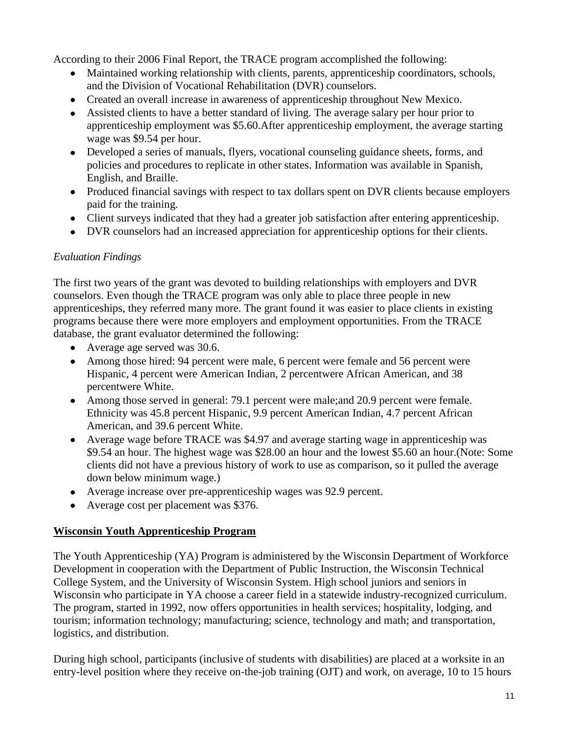According to their 2006 Final Report, the TRACE program accomplished the following:

- Maintained working relationship with clients, parents, apprenticeship coordinators, schools, and the Division of Vocational Rehabilitation (DVR) counselors.
- Created an overall increase in awareness of apprenticeship throughout New Mexico.
- Assisted clients to have a better standard of living. The average salary per hour prior to apprenticeship employment was $5.60.After apprenticeship employment, the average starting wage was $9.54 per hour.
- Developed a series of manuals, flyers, vocational counseling guidance sheets, forms, and policies and procedures to replicate in other states. Information was available in Spanish, English, and Braille.
- Produced financial savings with respect to tax dollars spent on DVR clients because employers paid for the training.
- Client surveys indicated that they had a greater job satisfaction after entering apprenticeship.
- DVR counselors had an increased appreciation for apprenticeship options for their clients.

*Evaluation Findings*

The first two years of the grant was devoted to building relationships with employers and DVR counselors. Even though the TRACE program was only able to place three people in new apprenticeships, they referred many more. The grant found it was easier to place clients in existing programs because there were more employers and employment opportunities. From the TRACE database, the grant evaluator determined the following:

- Average age served was 30.6.
- Among those hired: 94 percent were male, 6 percent were female and 56 percent were Hispanic, 4 percent were American Indian, 2 percentwere African American, and 38 percentwere White.
- Among those served in general: 79.1 percent were male;and 20.9 percent were female. Ethnicity was 45.8 percent Hispanic, 9.9 percent American Indian, 4.7 percent African American, and 39.6 percent White.
- Average wage before TRACE was $4.97 and average starting wage in apprenticeship was $9.54 an hour. The highest wage was $28.00 an hour and the lowest $5.60 an hour.(Note: Some clients did not have a previous history of work to use as comparison, so it pulled the average down below minimum wage.)
- Average increase over pre-apprenticeship wages was 92.9 percent.
- Average cost per placement was $376.

**<u>Wisconsin Youth Apprenticeship Program</u>**

The Youth Apprenticeship (YA) Program is administered by the Wisconsin Department of Workforce Development in cooperation with the Department of Public Instruction, the Wisconsin Technical College System, and the University of Wisconsin System. High school juniors and seniors in Wisconsin who participate in YA choose a career field in a statewide industry-recognized curriculum. The program, started in 1992, now offers opportunities in health services; hospitality, lodging, and tourism; information technology; manufacturing; science, technology and math; and transportation, logistics, and distribution.

During high school, participants (inclusive of students with disabilities) are placed at a worksite in an entry-level position where they receive on-the-job training (OJT) and work, on average, 10 to 15 hours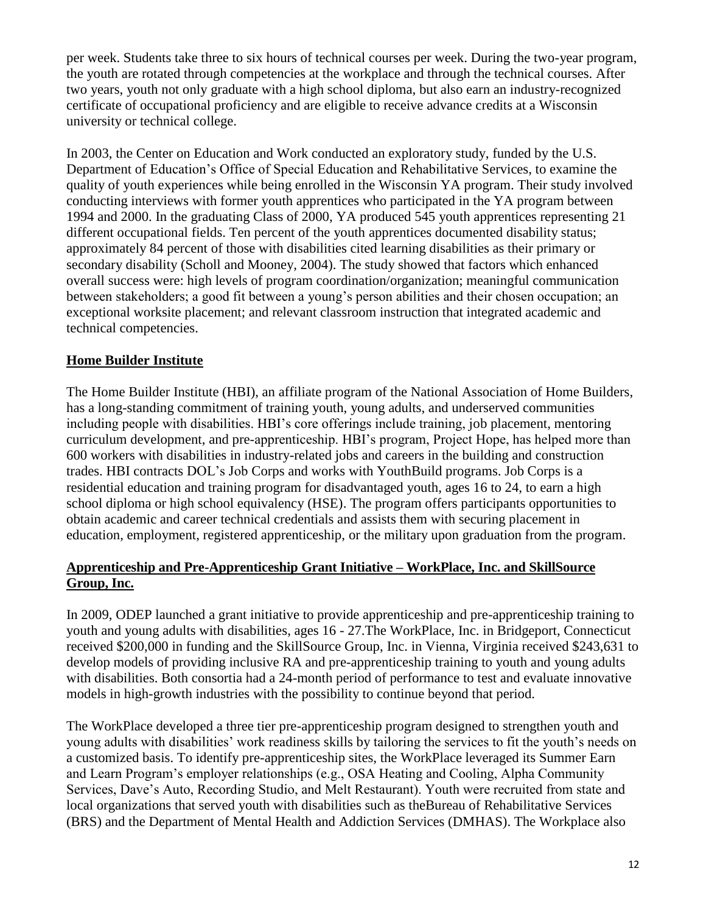per week. Students take three to six hours of technical courses per week. During the two-year program, the youth are rotated through competencies at the workplace and through the technical courses. After two years, youth not only graduate with a high school diploma, but also earn an industry-recognized certificate of occupational proficiency and are eligible to receive advance credits at a Wisconsin university or technical college.

In 2003, the Center on Education and Work conducted an exploratory study, funded by the U.S. Department of Education's Office of Special Education and Rehabilitative Services, to examine the quality of youth experiences while being enrolled in the Wisconsin YA program. Their study involved conducting interviews with former youth apprentices who participated in the YA program between 1994 and 2000. In the graduating Class of 2000, YA produced 545 youth apprentices representing 21 different occupational fields. Ten percent of the youth apprentices documented disability status; approximately 84 percent of those with disabilities cited learning disabilities as their primary or secondary disability (Scholl and Mooney, 2004). The study showed that factors which enhanced overall success were: high levels of program coordination/organization; meaningful communication between stakeholders; a good fit between a young's person abilities and their chosen occupation; an exceptional worksite placement; and relevant classroom instruction that integrated academic and technical competencies.

## Home Builder Institute

The Home Builder Institute (HBI), an affiliate program of the National Association of Home Builders, has a long-standing commitment of training youth, young adults, and underserved communities including people with disabilities. HBI's core offerings include training, job placement, mentoring curriculum development, and pre-apprenticeship. HBI's program, Project Hope, has helped more than 600 workers with disabilities in industry-related jobs and careers in the building and construction trades. HBI contracts DOL's Job Corps and works with YouthBuild programs. Job Corps is a residential education and training program for disadvantaged youth, ages 16 to 24, to earn a high school diploma or high school equivalency (HSE). The program offers participants opportunities to obtain academic and career technical credentials and assists them with securing placement in education, employment, registered apprenticeship, or the military upon graduation from the program.

## Apprenticeship and Pre-Apprenticeship Grant Initiative – WorkPlace, Inc. and SkillSource Group, Inc.

In 2009, ODEP launched a grant initiative to provide apprenticeship and pre-apprenticeship training to youth and young adults with disabilities, ages 16 - 27.The WorkPlace, Inc. in Bridgeport, Connecticut received $200,000 in funding and the SkillSource Group, Inc. in Vienna, Virginia received $243,631 to develop models of providing inclusive RA and pre-apprenticeship training to youth and young adults with disabilities. Both consortia had a 24-month period of performance to test and evaluate innovative models in high-growth industries with the possibility to continue beyond that period.

The WorkPlace developed a three tier pre-apprenticeship program designed to strengthen youth and young adults with disabilities' work readiness skills by tailoring the services to fit the youth's needs on a customized basis. To identify pre-apprenticeship sites, the WorkPlace leveraged its Summer Earn and Learn Program's employer relationships (e.g., OSA Heating and Cooling, Alpha Community Services, Dave's Auto, Recording Studio, and Melt Restaurant). Youth were recruited from state and local organizations that served youth with disabilities such as theBureau of Rehabilitative Services (BRS) and the Department of Mental Health and Addiction Services (DMHAS). The Workplace also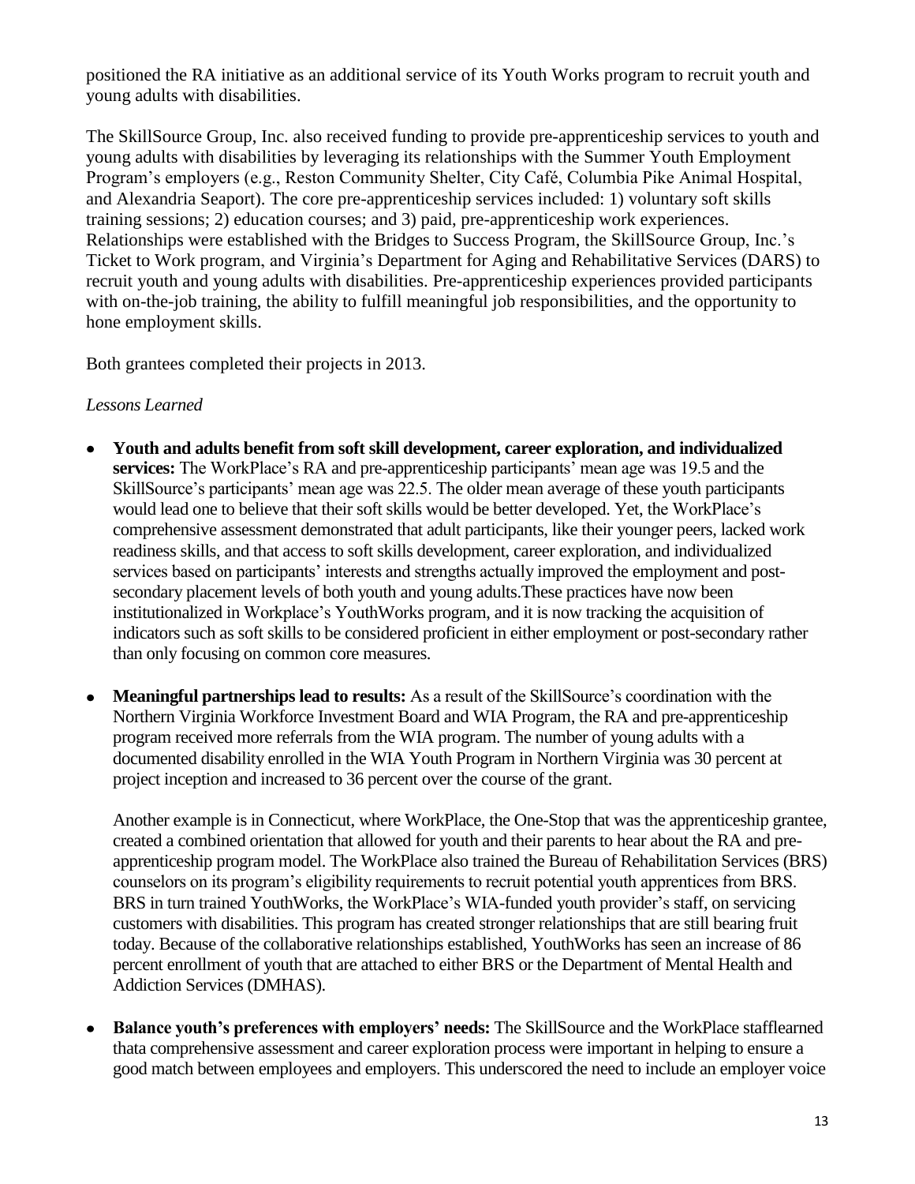positioned the RA initiative as an additional service of its Youth Works program to recruit youth and young adults with disabilities.

The SkillSource Group, Inc. also received funding to provide pre-apprenticeship services to youth and young adults with disabilities by leveraging its relationships with the Summer Youth Employment Program's employers (e.g., Reston Community Shelter, City Café, Columbia Pike Animal Hospital, and Alexandria Seaport). The core pre-apprenticeship services included: 1) voluntary soft skills training sessions; 2) education courses; and 3) paid, pre-apprenticeship work experiences. Relationships were established with the Bridges to Success Program, the SkillSource Group, Inc.'s Ticket to Work program, and Virginia's Department for Aging and Rehabilitative Services (DARS) to recruit youth and young adults with disabilities. Pre-apprenticeship experiences provided participants with on-the-job training, the ability to fulfill meaningful job responsibilities, and the opportunity to hone employment skills.

Both grantees completed their projects in 2013.

*Lessons Learned*

- **Youth and adults benefit from soft skill development, career exploration, and individualized services:** The WorkPlace's RA and pre-apprenticeship participants' mean age was 19.5 and the SkillSource's participants' mean age was 22.5. The older mean average of these youth participants would lead one to believe that their soft skills would be better developed. Yet, the WorkPlace's comprehensive assessment demonstrated that adult participants, like their younger peers, lacked work readiness skills, and that access to soft skills development, career exploration, and individualized services based on participants' interests and strengths actually improved the employment and post-secondary placement levels of both youth and young adults.These practices have now been institutionalized in Workplace's YouthWorks program, and it is now tracking the acquisition of indicators such as soft skills to be considered proficient in either employment or post-secondary rather than only focusing on common core measures.

- **Meaningful partnerships lead to results:** As a result of the SkillSource's coordination with the Northern Virginia Workforce Investment Board and WIA Program, the RA and pre-apprenticeship program received more referrals from the WIA program. The number of young adults with a documented disability enrolled in the WIA Youth Program in Northern Virginia was 30 percent at project inception and increased to 36 percent over the course of the grant.

  Another example is in Connecticut, where WorkPlace, the One-Stop that was the apprenticeship grantee, created a combined orientation that allowed for youth and their parents to hear about the RA and pre-apprenticeship program model. The WorkPlace also trained the Bureau of Rehabilitation Services (BRS) counselors on its program's eligibility requirements to recruit potential youth apprentices from BRS. BRS in turn trained YouthWorks, the WorkPlace's WIA-funded youth provider's staff, on servicing customers with disabilities. This program has created stronger relationships that are still bearing fruit today. Because of the collaborative relationships established, YouthWorks has seen an increase of 86 percent enrollment of youth that are attached to either BRS or the Department of Mental Health and Addiction Services (DMHAS).

- **Balance youth's preferences with employers' needs:** The SkillSource and the WorkPlace stafflearned thata comprehensive assessment and career exploration process were important in helping to ensure a good match between employees and employers. This underscored the need to include an employer voice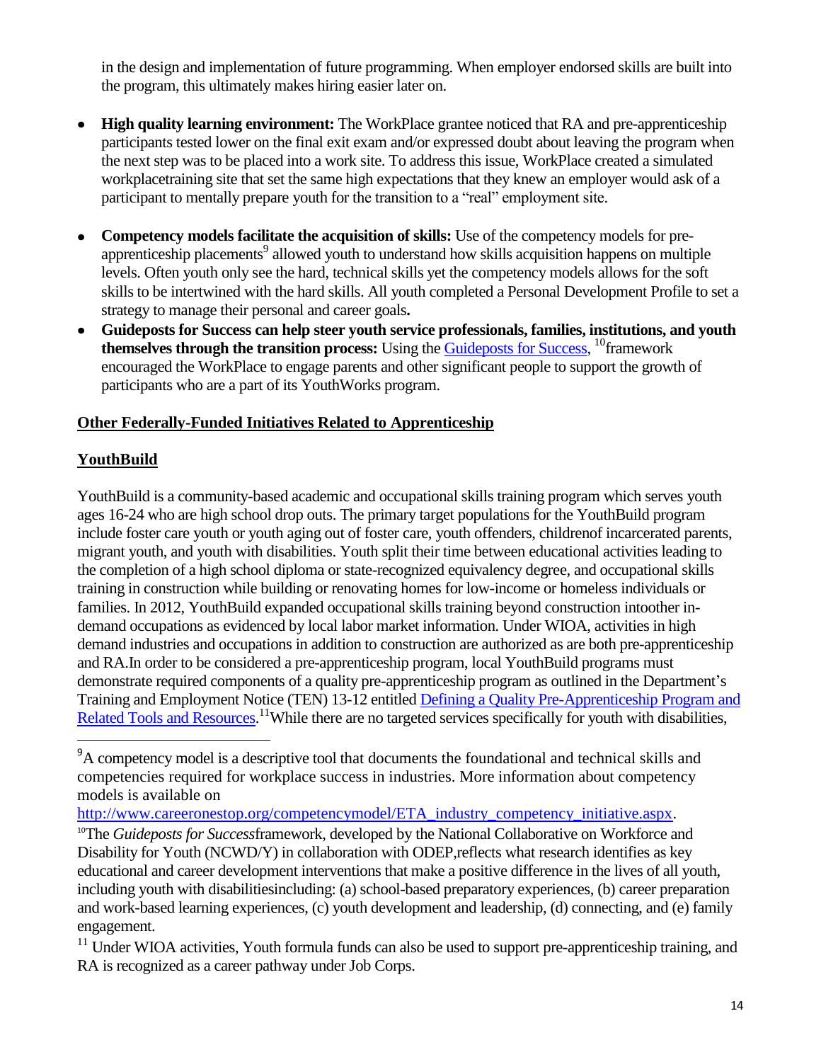in the design and implementation of future programming. When employer endorsed skills are built into the program, this ultimately makes hiring easier later on.

- **High quality learning environment:** The WorkPlace grantee noticed that RA and pre-apprenticeship participants tested lower on the final exit exam and/or expressed doubt about leaving the program when the next step was to be placed into a work site. To address this issue, WorkPlace created a simulated workplacetraining site that set the same high expectations that they knew an employer would ask of a participant to mentally prepare youth for the transition to a "real" employment site.

- **Competency models facilitate the acquisition of skills:** Use of the competency models for pre-apprenticeship placements[9] allowed youth to understand how skills acquisition happens on multiple levels. Often youth only see the hard, technical skills yet the competency models allows for the soft skills to be intertwined with the hard skills. All youth completed a Personal Development Profile to set a strategy to manage their personal and career goals**.**
- **Guideposts for Success can help steer youth service professionals, families, institutions, and youth themselves through the transition process:** Using the Guideposts for Success, [10]framework encouraged the WorkPlace to engage parents and other significant people to support the growth of participants who are a part of its YouthWorks program.

## Other Federally-Funded Initiatives Related to Apprenticeship

### YouthBuild

YouthBuild is a community-based academic and occupational skills training program which serves youth ages 16-24 who are high school drop outs. The primary target populations for the YouthBuild program include foster care youth or youth aging out of foster care, youth offenders, childrenof incarcerated parents, migrant youth, and youth with disabilities. Youth split their time between educational activities leading to the completion of a high school diploma or state-recognized equivalency degree, and occupational skills training in construction while building or renovating homes for low-income or homeless individuals or families. In 2012, YouthBuild expanded occupational skills training beyond construction intoother in-demand occupations as evidenced by local labor market information. Under WIOA, activities in high demand industries and occupations in addition to construction are authorized as are both pre-apprenticeship and RA.In order to be considered a pre-apprenticeship program, local YouthBuild programs must demonstrate required components of a quality pre-apprenticeship program as outlined in the Department's Training and Employment Notice (TEN) 13-12 entitled Defining a Quality Pre-Apprenticeship Program and Related Tools and Resources.[11]While there are no targeted services specifically for youth with disabilities,

---

[9]A competency model is a descriptive tool that documents the foundational and technical skills and competencies required for workplace success in industries. More information about competency models is available on http://www.careeronestop.org/competencymodel/ETA_industry_competency_initiative.aspx.

[10]The *Guideposts for Success*framework, developed by the National Collaborative on Workforce and Disability for Youth (NCWD/Y) in collaboration with ODEP,reflects what research identifies as key educational and career development interventions that make a positive difference in the lives of all youth, including youth with disabilitiesincluding: (a) school-based preparatory experiences, (b) career preparation and work-based learning experiences, (c) youth development and leadership, (d) connecting, and (e) family engagement.

[11] Under WIOA activities, Youth formula funds can also be used to support pre-apprenticeship training, and RA is recognized as a career pathway under Job Corps.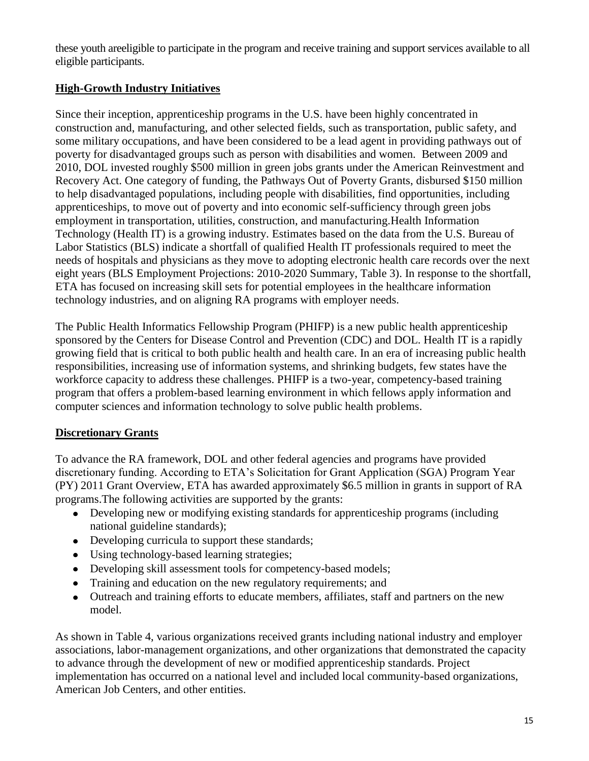these youth areeligible to participate in the program and receive training and support services available to all eligible participants.

## **High-Growth Industry Initiatives**

Since their inception, apprenticeship programs in the U.S. have been highly concentrated in construction and, manufacturing, and other selected fields, such as transportation, public safety, and some military occupations, and have been considered to be a lead agent in providing pathways out of poverty for disadvantaged groups such as person with disabilities and women. Between 2009 and 2010, DOL invested roughly $500 million in green jobs grants under the American Reinvestment and Recovery Act. One category of funding, the Pathways Out of Poverty Grants, disbursed $150 million to help disadvantaged populations, including people with disabilities, find opportunities, including apprenticeships, to move out of poverty and into economic self-sufficiency through green jobs employment in transportation, utilities, construction, and manufacturing.Health Information Technology (Health IT) is a growing industry. Estimates based on the data from the U.S. Bureau of Labor Statistics (BLS) indicate a shortfall of qualified Health IT professionals required to meet the needs of hospitals and physicians as they move to adopting electronic health care records over the next eight years (BLS Employment Projections: 2010-2020 Summary, Table 3). In response to the shortfall, ETA has focused on increasing skill sets for potential employees in the healthcare information technology industries, and on aligning RA programs with employer needs.

The Public Health Informatics Fellowship Program (PHIFP) is a new public health apprenticeship sponsored by the Centers for Disease Control and Prevention (CDC) and DOL. Health IT is a rapidly growing field that is critical to both public health and health care. In an era of increasing public health responsibilities, increasing use of information systems, and shrinking budgets, few states have the workforce capacity to address these challenges. PHIFP is a two-year, competency-based training program that offers a problem-based learning environment in which fellows apply information and computer sciences and information technology to solve public health problems.

## **Discretionary Grants**

To advance the RA framework, DOL and other federal agencies and programs have provided discretionary funding. According to ETA's Solicitation for Grant Application (SGA) Program Year (PY) 2011 Grant Overview, ETA has awarded approximately $6.5 million in grants in support of RA programs.The following activities are supported by the grants:

- Developing new or modifying existing standards for apprenticeship programs (including national guideline standards);
- Developing curricula to support these standards;
- Using technology-based learning strategies;
- Developing skill assessment tools for competency-based models;
- Training and education on the new regulatory requirements; and
- Outreach and training efforts to educate members, affiliates, staff and partners on the new model.

As shown in Table 4, various organizations received grants including national industry and employer associations, labor-management organizations, and other organizations that demonstrated the capacity to advance through the development of new or modified apprenticeship standards. Project implementation has occurred on a national level and included local community-based organizations, American Job Centers, and other entities.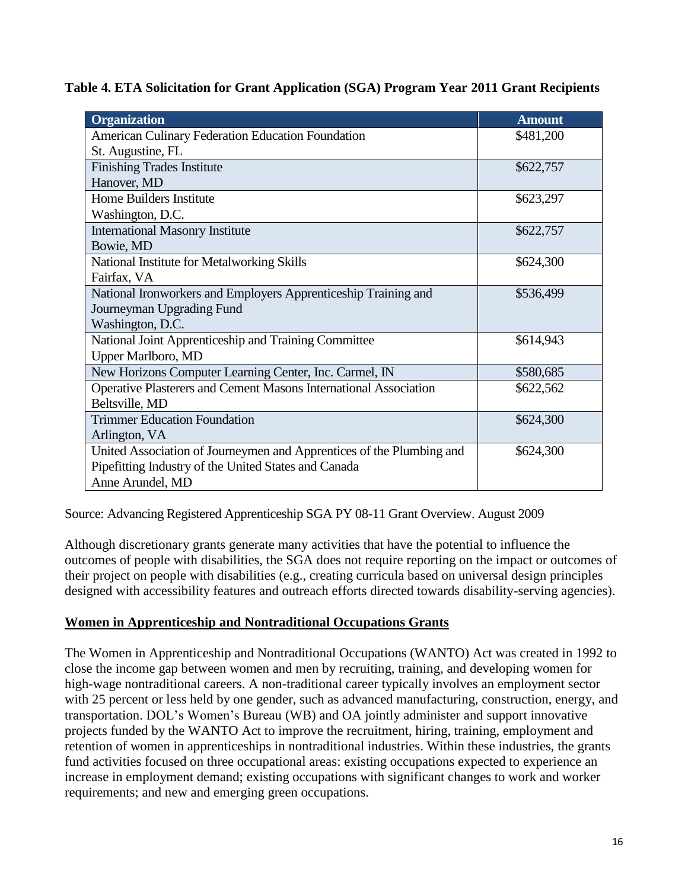**Table 4. ETA Solicitation for Grant Application (SGA) Program Year 2011 Grant Recipients**

| Organization | Amount |
| --- | --- |
| American Culinary Federation Education Foundation<br>St. Augustine, FL | $481,200 |
| Finishing Trades Institute<br>Hanover, MD | $622,757 |
| Home Builders Institute<br>Washington, D.C. | $623,297 |
| International Masonry Institute<br>Bowie, MD | $622,757 |
| National Institute for Metalworking Skills<br>Fairfax, VA | $624,300 |
| National Ironworkers and Employers Apprenticeship Training and Journeyman Upgrading Fund<br>Washington, D.C. | $536,499 |
| National Joint Apprenticeship and Training Committee<br>Upper Marlboro, MD | $614,943 |
| New Horizons Computer Learning Center, Inc. Carmel, IN | $580,685 |
| Operative Plasterers and Cement Masons International Association<br>Beltsville, MD | $622,562 |
| Trimmer Education Foundation<br>Arlington, VA | $624,300 |
| United Association of Journeymen and Apprentices of the Plumbing and Pipefitting Industry of the United States and Canada<br>Anne Arundel, MD | $624,300 |

Source: Advancing Registered Apprenticeship SGA PY 08-11 Grant Overview. August 2009

Although discretionary grants generate many activities that have the potential to influence the outcomes of people with disabilities, the SGA does not require reporting on the impact or outcomes of their project on people with disabilities (e.g., creating curricula based on universal design principles designed with accessibility features and outreach efforts directed towards disability-serving agencies).

**Women in Apprenticeship and Nontraditional Occupations Grants**

The Women in Apprenticeship and Nontraditional Occupations (WANTO) Act was created in 1992 to close the income gap between women and men by recruiting, training, and developing women for high-wage nontraditional careers. A non-traditional career typically involves an employment sector with 25 percent or less held by one gender, such as advanced manufacturing, construction, energy, and transportation. DOL's Women's Bureau (WB) and OA jointly administer and support innovative projects funded by the WANTO Act to improve the recruitment, hiring, training, employment and retention of women in apprenticeships in nontraditional industries. Within these industries, the grants fund activities focused on three occupational areas: existing occupations expected to experience an increase in employment demand; existing occupations with significant changes to work and worker requirements; and new and emerging green occupations.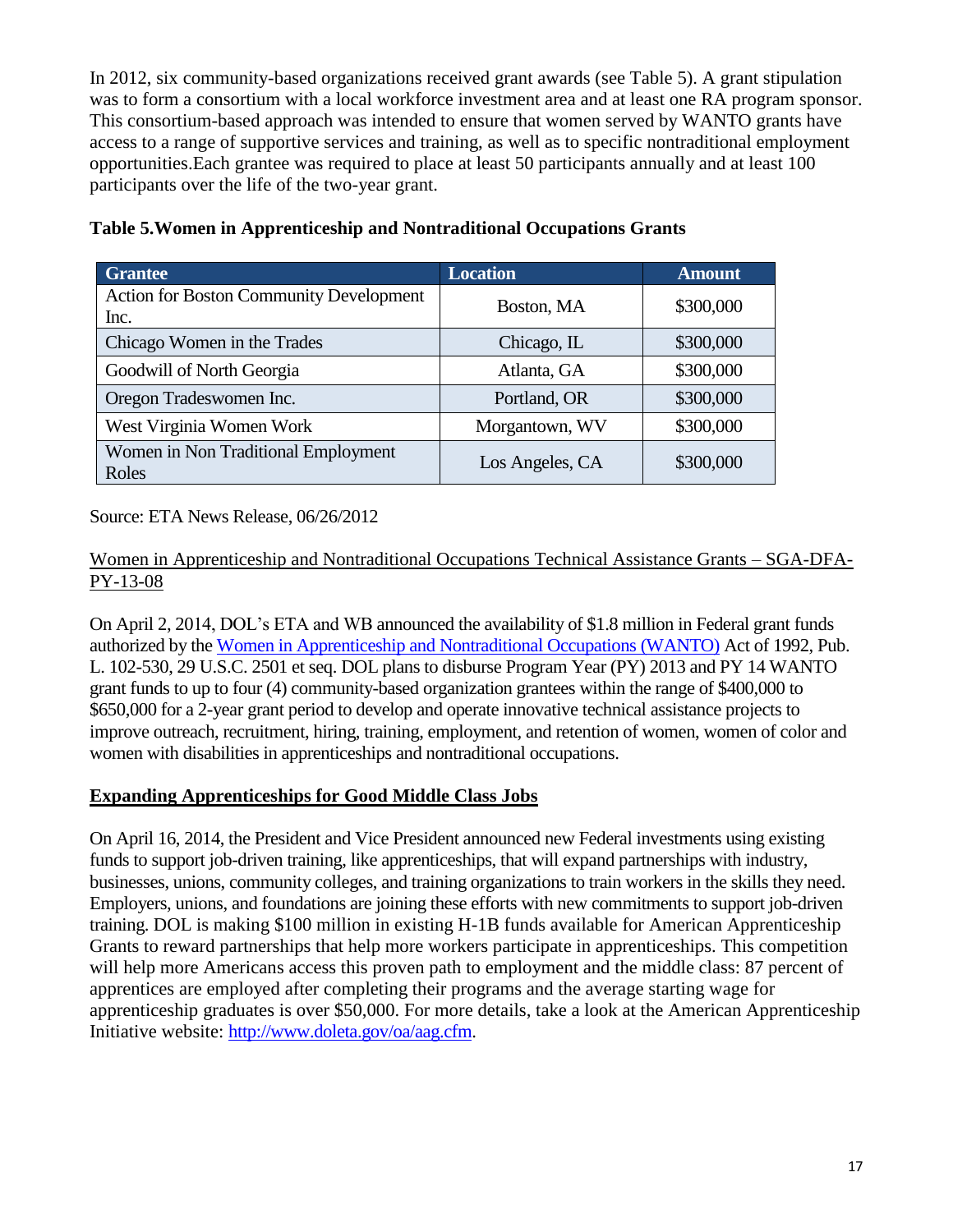In 2012, six community-based organizations received grant awards (see Table 5). A grant stipulation was to form a consortium with a local workforce investment area and at least one RA program sponsor. This consortium-based approach was intended to ensure that women served by WANTO grants have access to a range of supportive services and training, as well as to specific nontraditional employment opportunities.Each grantee was required to place at least 50 participants annually and at least 100 participants over the life of the two-year grant.

**Table 5.Women in Apprenticeship and Nontraditional Occupations Grants**

| Grantee | Location | Amount |
| --- | --- | --- |
| Action for Boston Community Development Inc. | Boston, MA | $300,000 |
| Chicago Women in the Trades | Chicago, IL | $300,000 |
| Goodwill of North Georgia | Atlanta, GA | $300,000 |
| Oregon Tradeswomen Inc. | Portland, OR | $300,000 |
| West Virginia Women Work | Morgantown, WV | $300,000 |
| Women in Non Traditional Employment Roles | Los Angeles, CA | $300,000 |

Source: ETA News Release, 06/26/2012

Women in Apprenticeship and Nontraditional Occupations Technical Assistance Grants – SGA-DFA-PY-13-08

On April 2, 2014, DOL's ETA and WB announced the availability of $1.8 million in Federal grant funds authorized by the Women in Apprenticeship and Nontraditional Occupations (WANTO) Act of 1992, Pub. L. 102-530, 29 U.S.C. 2501 et seq. DOL plans to disburse Program Year (PY) 2013 and PY 14 WANTO grant funds to up to four (4) community-based organization grantees within the range of $400,000 to $650,000 for a 2-year grant period to develop and operate innovative technical assistance projects to improve outreach, recruitment, hiring, training, employment, and retention of women, women of color and women with disabilities in apprenticeships and nontraditional occupations.

## Expanding Apprenticeships for Good Middle Class Jobs

On April 16, 2014, the President and Vice President announced new Federal investments using existing funds to support job-driven training, like apprenticeships, that will expand partnerships with industry, businesses, unions, community colleges, and training organizations to train workers in the skills they need. Employers, unions, and foundations are joining these efforts with new commitments to support job-driven training. DOL is making $100 million in existing H-1B funds available for American Apprenticeship Grants to reward partnerships that help more workers participate in apprenticeships. This competition will help more Americans access this proven path to employment and the middle class: 87 percent of apprentices are employed after completing their programs and the average starting wage for apprenticeship graduates is over $50,000. For more details, take a look at the American Apprenticeship Initiative website: http://www.doleta.gov/oa/aag.cfm.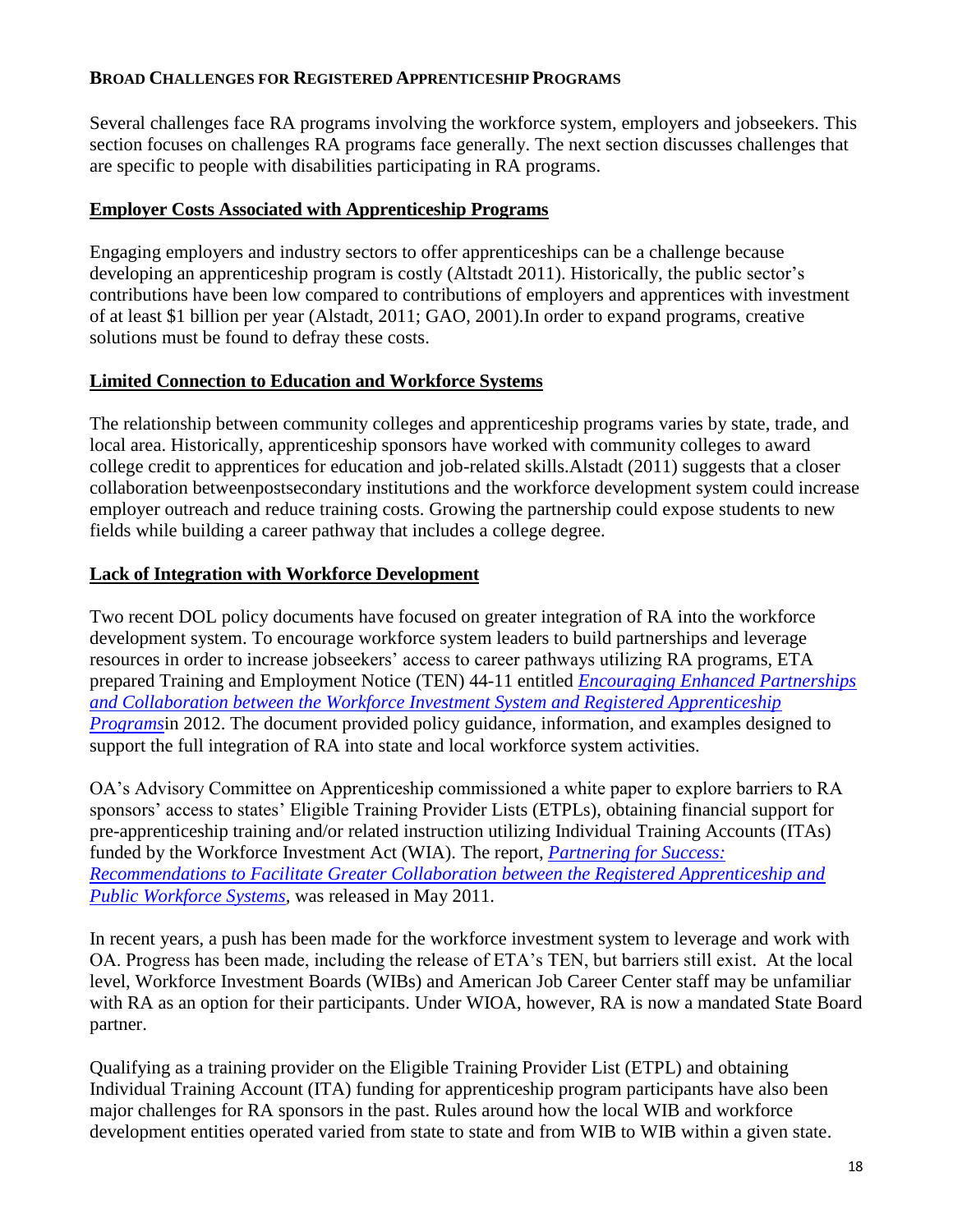## BROAD CHALLENGES FOR REGISTERED APPRENTICESHIP PROGRAMS

Several challenges face RA programs involving the workforce system, employers and jobseekers. This section focuses on challenges RA programs face generally. The next section discusses challenges that are specific to people with disabilities participating in RA programs.

### Employer Costs Associated with Apprenticeship Programs

Engaging employers and industry sectors to offer apprenticeships can be a challenge because developing an apprenticeship program is costly (Altstadt 2011). Historically, the public sector's contributions have been low compared to contributions of employers and apprentices with investment of at least $1 billion per year (Alstadt, 2011; GAO, 2001).In order to expand programs, creative solutions must be found to defray these costs.

### Limited Connection to Education and Workforce Systems

The relationship between community colleges and apprenticeship programs varies by state, trade, and local area. Historically, apprenticeship sponsors have worked with community colleges to award college credit to apprentices for education and job-related skills.Alstadt (2011) suggests that a closer collaboration betweenpostsecondary institutions and the workforce development system could increase employer outreach and reduce training costs. Growing the partnership could expose students to new fields while building a career pathway that includes a college degree.

### Lack of Integration with Workforce Development

Two recent DOL policy documents have focused on greater integration of RA into the workforce development system. To encourage workforce system leaders to build partnerships and leverage resources in order to increase jobseekers' access to career pathways utilizing RA programs, ETA prepared Training and Employment Notice (TEN) 44-11 entitled *Encouraging Enhanced Partnerships and Collaboration between the Workforce Investment System and Registered Apprenticeship Programs*in 2012. The document provided policy guidance, information, and examples designed to support the full integration of RA into state and local workforce system activities.

OA's Advisory Committee on Apprenticeship commissioned a white paper to explore barriers to RA sponsors' access to states' Eligible Training Provider Lists (ETPLs), obtaining financial support for pre-apprenticeship training and/or related instruction utilizing Individual Training Accounts (ITAs) funded by the Workforce Investment Act (WIA). The report, *Partnering for Success: Recommendations to Facilitate Greater Collaboration between the Registered Apprenticeship and Public Workforce Systems*, was released in May 2011.

In recent years, a push has been made for the workforce investment system to leverage and work with OA. Progress has been made, including the release of ETA's TEN, but barriers still exist. At the local level, Workforce Investment Boards (WIBs) and American Job Career Center staff may be unfamiliar with RA as an option for their participants. Under WIOA, however, RA is now a mandated State Board partner.

Qualifying as a training provider on the Eligible Training Provider List (ETPL) and obtaining Individual Training Account (ITA) funding for apprenticeship program participants have also been major challenges for RA sponsors in the past. Rules around how the local WIB and workforce development entities operated varied from state to state and from WIB to WIB within a given state.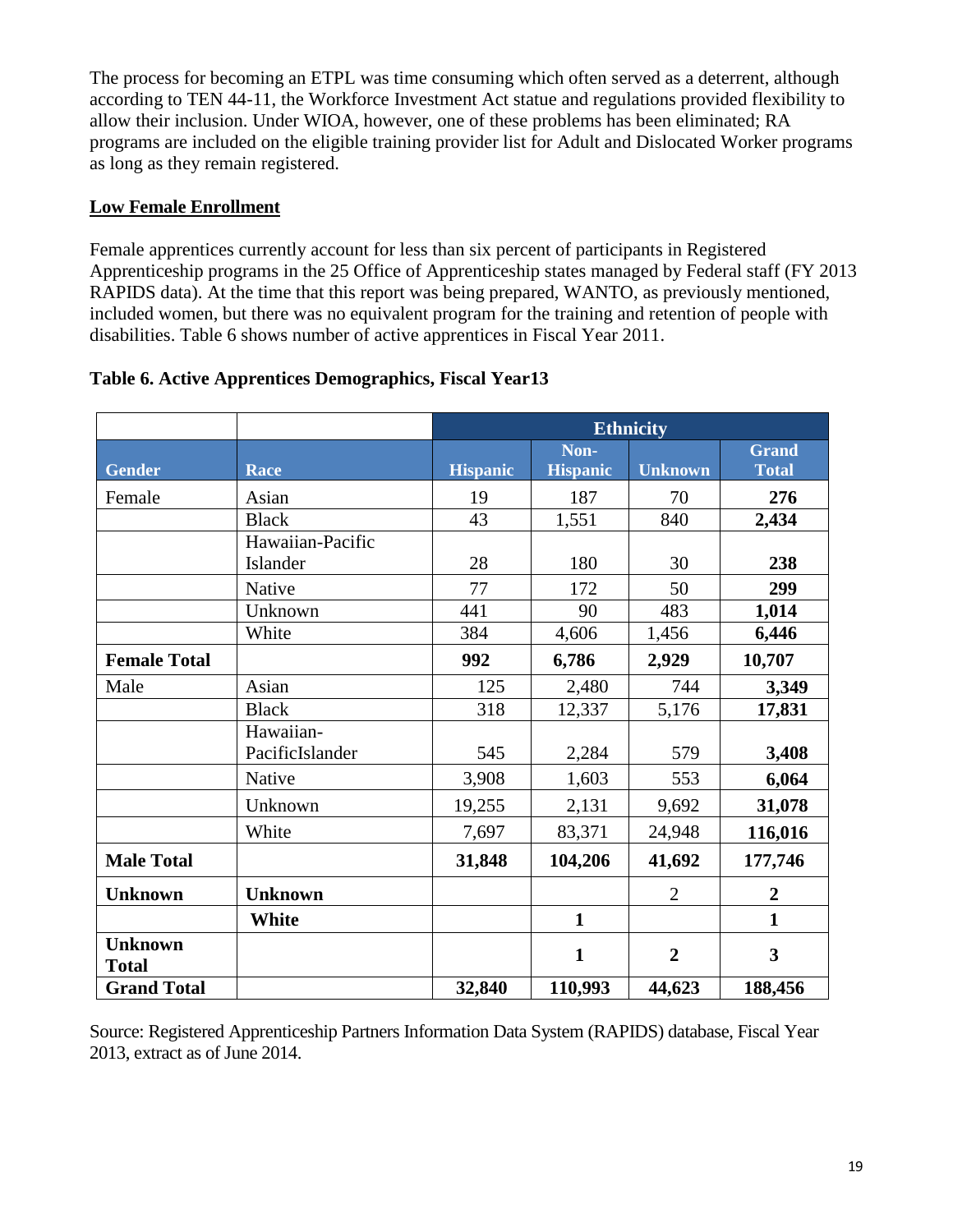The process for becoming an ETPL was time consuming which often served as a deterrent, although according to TEN 44-11, the Workforce Investment Act statue and regulations provided flexibility to allow their inclusion. Under WIOA, however, one of these problems has been eliminated; RA programs are included on the eligible training provider list for Adult and Dislocated Worker programs as long as they remain registered.

**Low Female Enrollment**

Female apprentices currently account for less than six percent of participants in Registered Apprenticeship programs in the 25 Office of Apprenticeship states managed by Federal staff (FY 2013 RAPIDS data). At the time that this report was being prepared, WANTO, as previously mentioned, included women, but there was no equivalent program for the training and retention of people with disabilities. Table 6 shows number of active apprentices in Fiscal Year 2011.

**Table 6. Active Apprentices Demographics, Fiscal Year13**

| | | Ethnicity | | | |
|---|---|---|---|---|---|
| **Gender** | **Race** | **Hispanic** | **Non-Hispanic** | **Unknown** | **Grand Total** |
| Female | Asian | 19 | 187 | 70 | **276** |
| | Black | 43 | 1,551 | 840 | **2,434** |
| | Hawaiian-Pacific Islander | 28 | 180 | 30 | **238** |
| | Native | 77 | 172 | 50 | **299** |
| | Unknown | 441 | 90 | 483 | **1,014** |
| | White | 384 | 4,606 | 1,456 | **6,446** |
| **Female Total** | | **992** | **6,786** | **2,929** | **10,707** |
| Male | Asian | 125 | 2,480 | 744 | **3,349** |
| | Black | 318 | 12,337 | 5,176 | **17,831** |
| | Hawaiian-PacificIslander | 545 | 2,284 | 579 | **3,408** |
| | Native | 3,908 | 1,603 | 553 | **6,064** |
| | Unknown | 19,255 | 2,131 | 9,692 | **31,078** |
| | White | 7,697 | 83,371 | 24,948 | **116,016** |
| **Male Total** | | **31,848** | **104,206** | **41,692** | **177,746** |
| **Unknown** | **Unknown** | | | 2 | **2** |
| | **White** | | **1** | | **1** |
| **Unknown Total** | | | **1** | **2** | **3** |
| **Grand Total** | | **32,840** | **110,993** | **44,623** | **188,456** |

Source: Registered Apprenticeship Partners Information Data System (RAPIDS) database, Fiscal Year 2013, extract as of June 2014.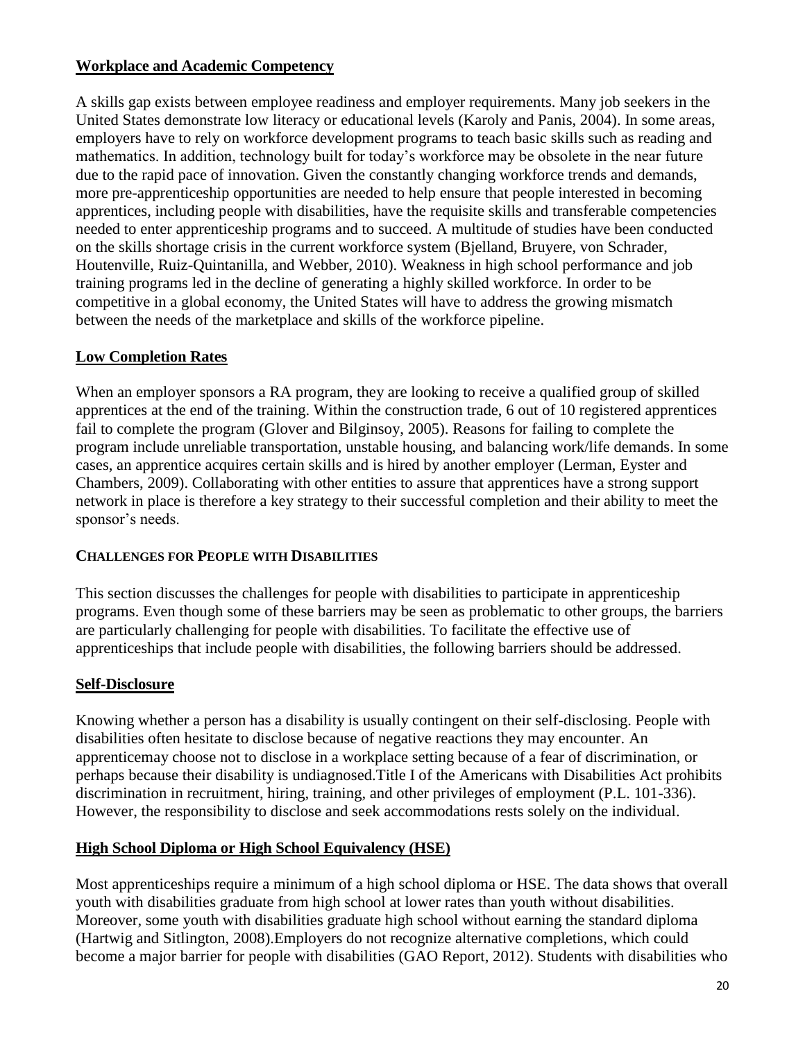## Workplace and Academic Competency

A skills gap exists between employee readiness and employer requirements. Many job seekers in the United States demonstrate low literacy or educational levels (Karoly and Panis, 2004). In some areas, employers have to rely on workforce development programs to teach basic skills such as reading and mathematics. In addition, technology built for today's workforce may be obsolete in the near future due to the rapid pace of innovation. Given the constantly changing workforce trends and demands, more pre-apprenticeship opportunities are needed to help ensure that people interested in becoming apprentices, including people with disabilities, have the requisite skills and transferable competencies needed to enter apprenticeship programs and to succeed. A multitude of studies have been conducted on the skills shortage crisis in the current workforce system (Bjelland, Bruyere, von Schrader, Houtenville, Ruiz-Quintanilla, and Webber, 2010). Weakness in high school performance and job training programs led in the decline of generating a highly skilled workforce. In order to be competitive in a global economy, the United States will have to address the growing mismatch between the needs of the marketplace and skills of the workforce pipeline.

## Low Completion Rates

When an employer sponsors a RA program, they are looking to receive a qualified group of skilled apprentices at the end of the training. Within the construction trade, 6 out of 10 registered apprentices fail to complete the program (Glover and Bilginsoy, 2005). Reasons for failing to complete the program include unreliable transportation, unstable housing, and balancing work/life demands. In some cases, an apprentice acquires certain skills and is hired by another employer (Lerman, Eyster and Chambers, 2009). Collaborating with other entities to assure that apprentices have a strong support network in place is therefore a key strategy to their successful completion and their ability to meet the sponsor's needs.

# CHALLENGES FOR PEOPLE WITH DISABILITIES

This section discusses the challenges for people with disabilities to participate in apprenticeship programs. Even though some of these barriers may be seen as problematic to other groups, the barriers are particularly challenging for people with disabilities. To facilitate the effective use of apprenticeships that include people with disabilities, the following barriers should be addressed.

## Self-Disclosure

Knowing whether a person has a disability is usually contingent on their self-disclosing. People with disabilities often hesitate to disclose because of negative reactions they may encounter. An apprenticemay choose not to disclose in a workplace setting because of a fear of discrimination, or perhaps because their disability is undiagnosed.Title I of the Americans with Disabilities Act prohibits discrimination in recruitment, hiring, training, and other privileges of employment (P.L. 101-336). However, the responsibility to disclose and seek accommodations rests solely on the individual.

## High School Diploma or High School Equivalency (HSE)

Most apprenticeships require a minimum of a high school diploma or HSE. The data shows that overall youth with disabilities graduate from high school at lower rates than youth without disabilities. Moreover, some youth with disabilities graduate high school without earning the standard diploma (Hartwig and Sitlington, 2008).Employers do not recognize alternative completions, which could become a major barrier for people with disabilities (GAO Report, 2012). Students with disabilities who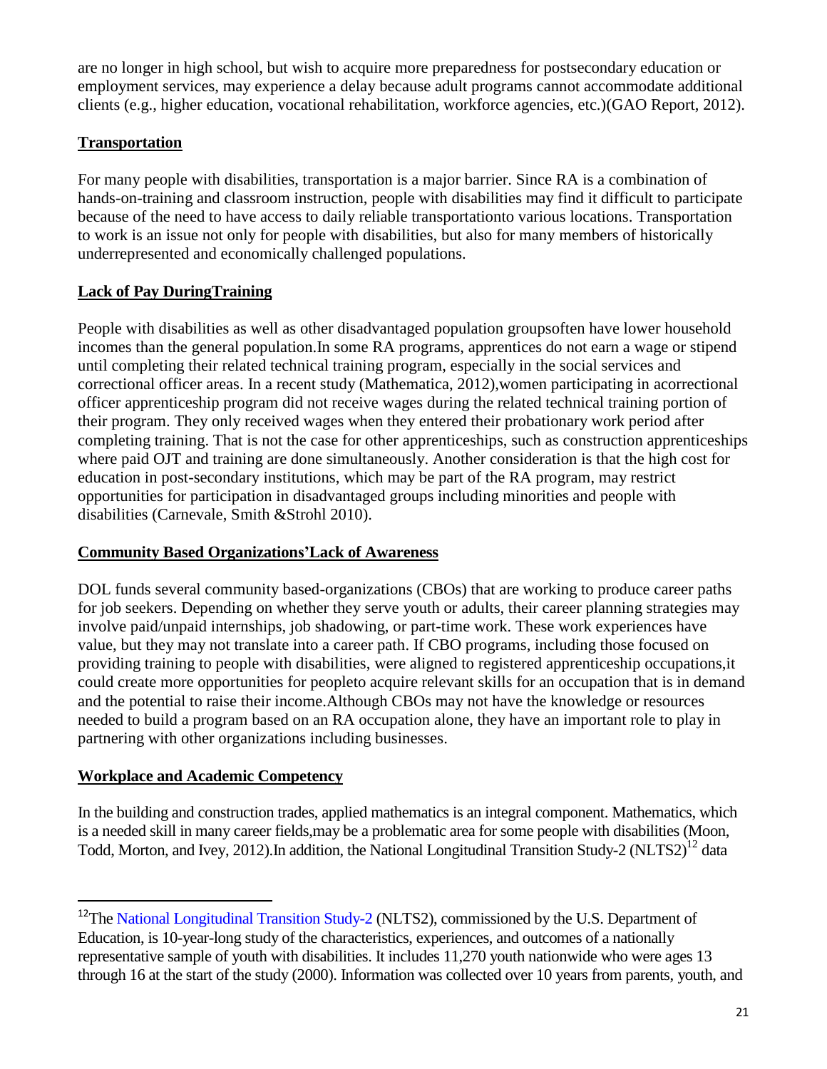are no longer in high school, but wish to acquire more preparedness for postsecondary education or employment services, may experience a delay because adult programs cannot accommodate additional clients (e.g., higher education, vocational rehabilitation, workforce agencies, etc.)(GAO Report, 2012).

## Transportation

For many people with disabilities, transportation is a major barrier. Since RA is a combination of hands-on-training and classroom instruction, people with disabilities may find it difficult to participate because of the need to have access to daily reliable transportationto various locations. Transportation to work is an issue not only for people with disabilities, but also for many members of historically underrepresented and economically challenged populations.

## Lack of Pay DuringTraining

People with disabilities as well as other disadvantaged population groupsoften have lower household incomes than the general population.In some RA programs, apprentices do not earn a wage or stipend until completing their related technical training program, especially in the social services and correctional officer areas. In a recent study (Mathematica, 2012),women participating in acorrectional officer apprenticeship program did not receive wages during the related technical training portion of their program. They only received wages when they entered their probationary work period after completing training. That is not the case for other apprenticeships, such as construction apprenticeships where paid OJT and training are done simultaneously. Another consideration is that the high cost for education in post-secondary institutions, which may be part of the RA program, may restrict opportunities for participation in disadvantaged groups including minorities and people with disabilities (Carnevale, Smith &Strohl 2010).

## Community Based Organizations'Lack of Awareness

DOL funds several community based-organizations (CBOs) that are working to produce career paths for job seekers. Depending on whether they serve youth or adults, their career planning strategies may involve paid/unpaid internships, job shadowing, or part-time work. These work experiences have value, but they may not translate into a career path. If CBO programs, including those focused on providing training to people with disabilities, were aligned to registered apprenticeship occupations,it could create more opportunities for peopleto acquire relevant skills for an occupation that is in demand and the potential to raise their income.Although CBOs may not have the knowledge or resources needed to build a program based on an RA occupation alone, they have an important role to play in partnering with other organizations including businesses.

## Workplace and Academic Competency

In the building and construction trades, applied mathematics is an integral component. Mathematics, which is a needed skill in many career fields,may be a problematic area for some people with disabilities (Moon, Todd, Morton, and Ivey, 2012).In addition, the National Longitudinal Transition Study-2 (NLTS2)[12] data

---

[12]The National Longitudinal Transition Study-2 (NLTS2), commissioned by the U.S. Department of Education, is 10-year-long study of the characteristics, experiences, and outcomes of a nationally representative sample of youth with disabilities. It includes 11,270 youth nationwide who were ages 13 through 16 at the start of the study (2000). Information was collected over 10 years from parents, youth, and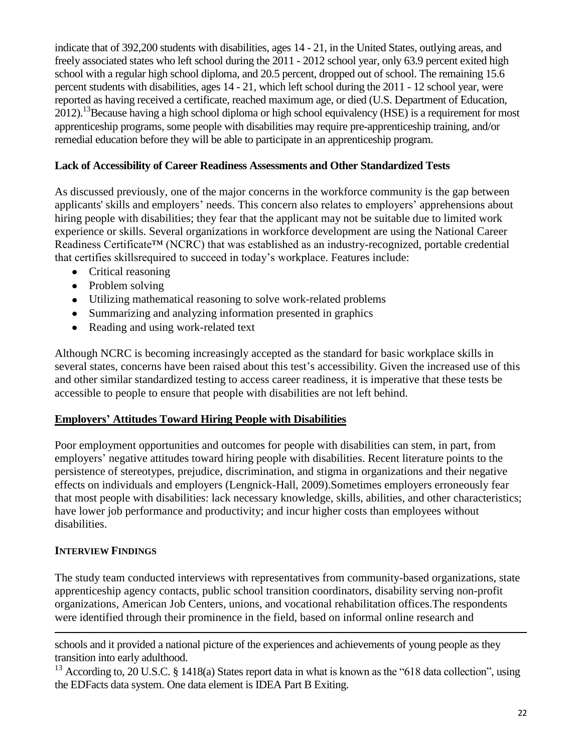indicate that of 392,200 students with disabilities, ages 14 - 21, in the United States, outlying areas, and freely associated states who left school during the 2011 - 2012 school year, only 63.9 percent exited high school with a regular high school diploma, and 20.5 percent, dropped out of school. The remaining 15.6 percent students with disabilities, ages 14 - 21, which left school during the 2011 - 12 school year, were reported as having received a certificate, reached maximum age, or died (U.S. Department of Education, 2012).[13]Because having a high school diploma or high school equivalency (HSE) is a requirement for most apprenticeship programs, some people with disabilities may require pre-apprenticeship training, and/or remedial education before they will be able to participate in an apprenticeship program.

### Lack of Accessibility of Career Readiness Assessments and Other Standardized Tests

As discussed previously, one of the major concerns in the workforce community is the gap between applicants' skills and employers' needs. This concern also relates to employers' apprehensions about hiring people with disabilities; they fear that the applicant may not be suitable due to limited work experience or skills. Several organizations in workforce development are using the National Career Readiness Certificate™ (NCRC) that was established as an industry-recognized, portable credential that certifies skillsrequired to succeed in today's workplace. Features include:

- Critical reasoning
- Problem solving
- Utilizing mathematical reasoning to solve work-related problems
- Summarizing and analyzing information presented in graphics
- Reading and using work-related text

Although NCRC is becoming increasingly accepted as the standard for basic workplace skills in several states, concerns have been raised about this test's accessibility. Given the increased use of this and other similar standardized testing to access career readiness, it is imperative that these tests be accessible to people to ensure that people with disabilities are not left behind.

## Employers' Attitudes Toward Hiring People with Disabilities

Poor employment opportunities and outcomes for people with disabilities can stem, in part, from employers' negative attitudes toward hiring people with disabilities. Recent literature points to the persistence of stereotypes, prejudice, discrimination, and stigma in organizations and their negative effects on individuals and employers (Lengnick-Hall, 2009).Sometimes employers erroneously fear that most people with disabilities: lack necessary knowledge, skills, abilities, and other characteristics; have lower job performance and productivity; and incur higher costs than employees without disabilities.

### Interview Findings

The study team conducted interviews with representatives from community-based organizations, state apprenticeship agency contacts, public school transition coordinators, disability serving non-profit organizations, American Job Centers, unions, and vocational rehabilitation offices.The respondents were identified through their prominence in the field, based on informal online research and

---

schools and it provided a national picture of the experiences and achievements of young people as they transition into early adulthood.

[13] According to, 20 U.S.C. § 1418(a) States report data in what is known as the "618 data collection", using the EDFacts data system. One data element is IDEA Part B Exiting.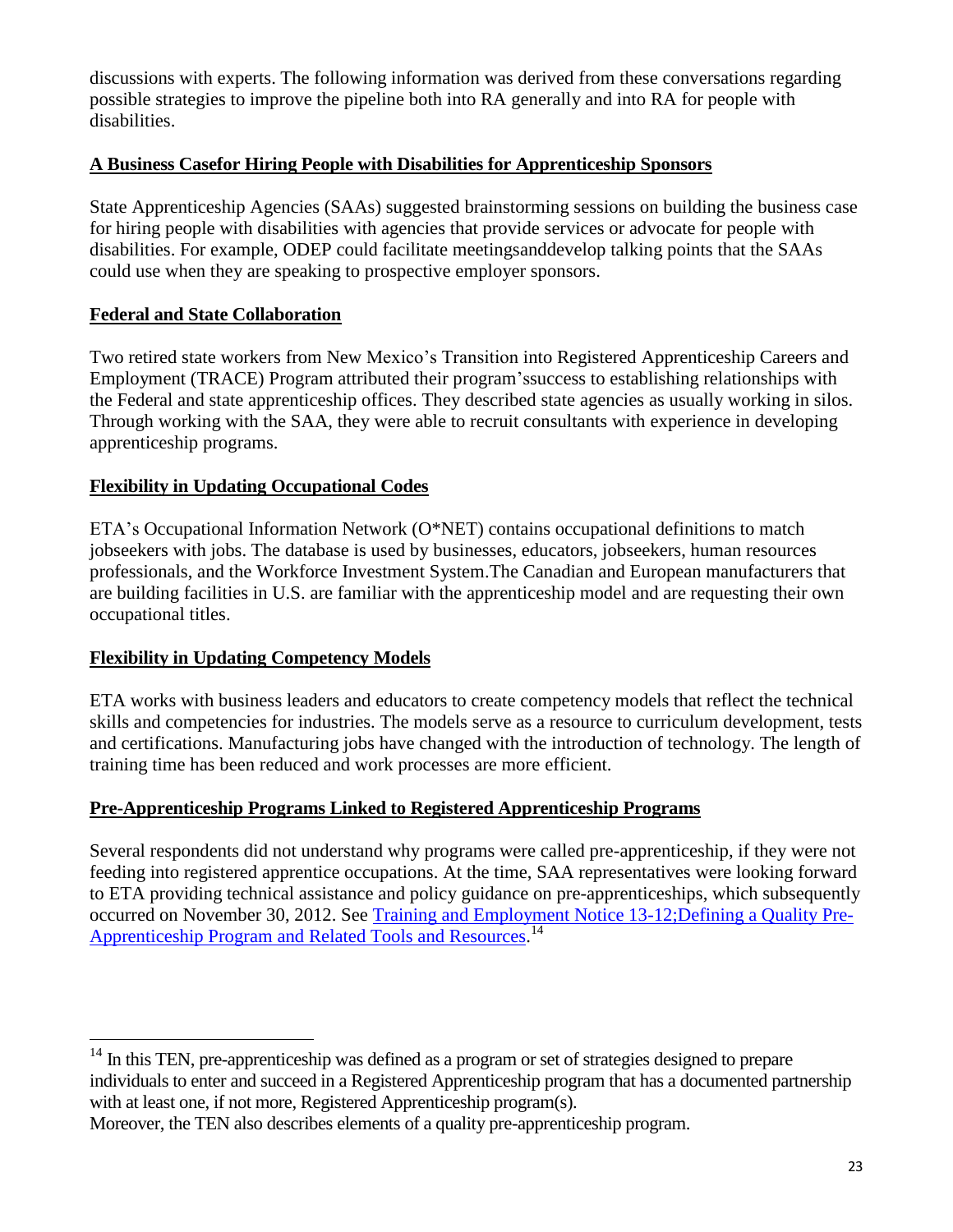discussions with experts. The following information was derived from these conversations regarding possible strategies to improve the pipeline both into RA generally and into RA for people with disabilities.

### A Business Casefor Hiring People with Disabilities for Apprenticeship Sponsors

State Apprenticeship Agencies (SAAs) suggested brainstorming sessions on building the business case for hiring people with disabilities with agencies that provide services or advocate for people with disabilities. For example, ODEP could facilitate meetingsanddevelop talking points that the SAAs could use when they are speaking to prospective employer sponsors.

### Federal and State Collaboration

Two retired state workers from New Mexico's Transition into Registered Apprenticeship Careers and Employment (TRACE) Program attributed their program'ssuccess to establishing relationships with the Federal and state apprenticeship offices. They described state agencies as usually working in silos. Through working with the SAA, they were able to recruit consultants with experience in developing apprenticeship programs.

### Flexibility in Updating Occupational Codes

ETA's Occupational Information Network (O*NET) contains occupational definitions to match jobseekers with jobs. The database is used by businesses, educators, jobseekers, human resources professionals, and the Workforce Investment System.The Canadian and European manufacturers that are building facilities in U.S. are familiar with the apprenticeship model and are requesting their own occupational titles.

### Flexibility in Updating Competency Models

ETA works with business leaders and educators to create competency models that reflect the technical skills and competencies for industries. The models serve as a resource to curriculum development, tests and certifications. Manufacturing jobs have changed with the introduction of technology. The length of training time has been reduced and work processes are more efficient.

### Pre-Apprenticeship Programs Linked to Registered Apprenticeship Programs

Several respondents did not understand why programs were called pre-apprenticeship, if they were not feeding into registered apprentice occupations. At the time, SAA representatives were looking forward to ETA providing technical assistance and policy guidance on pre-apprenticeships, which subsequently occurred on November 30, 2012. See Training and Employment Notice 13-12;Defining a Quality Pre-Apprenticeship Program and Related Tools and Resources.[14]

---

[14] In this TEN, pre-apprenticeship was defined as a program or set of strategies designed to prepare individuals to enter and succeed in a Registered Apprenticeship program that has a documented partnership with at least one, if not more, Registered Apprenticeship program(s).

Moreover, the TEN also describes elements of a quality pre-apprenticeship program.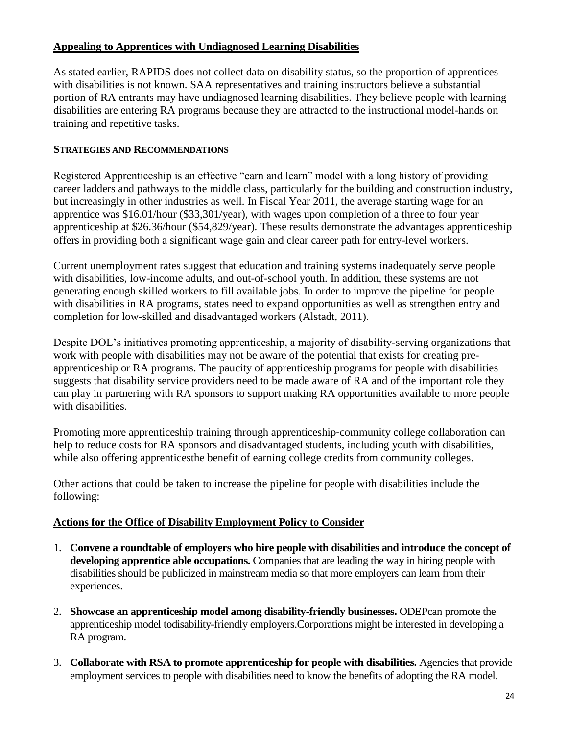**Appealing to Apprentices with Undiagnosed Learning Disabilities**

As stated earlier, RAPIDS does not collect data on disability status, so the proportion of apprentices with disabilities is not known. SAA representatives and training instructors believe a substantial portion of RA entrants may have undiagnosed learning disabilities. They believe people with learning disabilities are entering RA programs because they are attracted to the instructional model-hands on training and repetitive tasks.

### STRATEGIES AND RECOMMENDATIONS

Registered Apprenticeship is an effective "earn and learn" model with a long history of providing career ladders and pathways to the middle class, particularly for the building and construction industry, but increasingly in other industries as well. In Fiscal Year 2011, the average starting wage for an apprentice was $16.01/hour ($33,301/year), with wages upon completion of a three to four year apprenticeship at $26.36/hour ($54,829/year). These results demonstrate the advantages apprenticeship offers in providing both a significant wage gain and clear career path for entry-level workers.

Current unemployment rates suggest that education and training systems inadequately serve people with disabilities, low-income adults, and out-of-school youth. In addition, these systems are not generating enough skilled workers to fill available jobs. In order to improve the pipeline for people with disabilities in RA programs, states need to expand opportunities as well as strengthen entry and completion for low-skilled and disadvantaged workers (Alstadt, 2011).

Despite DOL's initiatives promoting apprenticeship, a majority of disability-serving organizations that work with people with disabilities may not be aware of the potential that exists for creating pre-apprenticeship or RA programs. The paucity of apprenticeship programs for people with disabilities suggests that disability service providers need to be made aware of RA and of the important role they can play in partnering with RA sponsors to support making RA opportunities available to more people with disabilities.

Promoting more apprenticeship training through apprenticeship-community college collaboration can help to reduce costs for RA sponsors and disadvantaged students, including youth with disabilities, while also offering apprenticesthe benefit of earning college credits from community colleges.

Other actions that could be taken to increase the pipeline for people with disabilities include the following:

**Actions for the Office of Disability Employment Policy to Consider**

1. **Convene a roundtable of employers who hire people with disabilities and introduce the concept of developing apprentice able occupations.** Companies that are leading the way in hiring people with disabilities should be publicized in mainstream media so that more employers can learn from their experiences.
2. **Showcase an apprenticeship model among disability-friendly businesses.** ODEPcan promote the apprenticeship model todisability-friendly employers.Corporations might be interested in developing a RA program.
3. **Collaborate with RSA to promote apprenticeship for people with disabilities.** Agencies that provide employment services to people with disabilities need to know the benefits of adopting the RA model.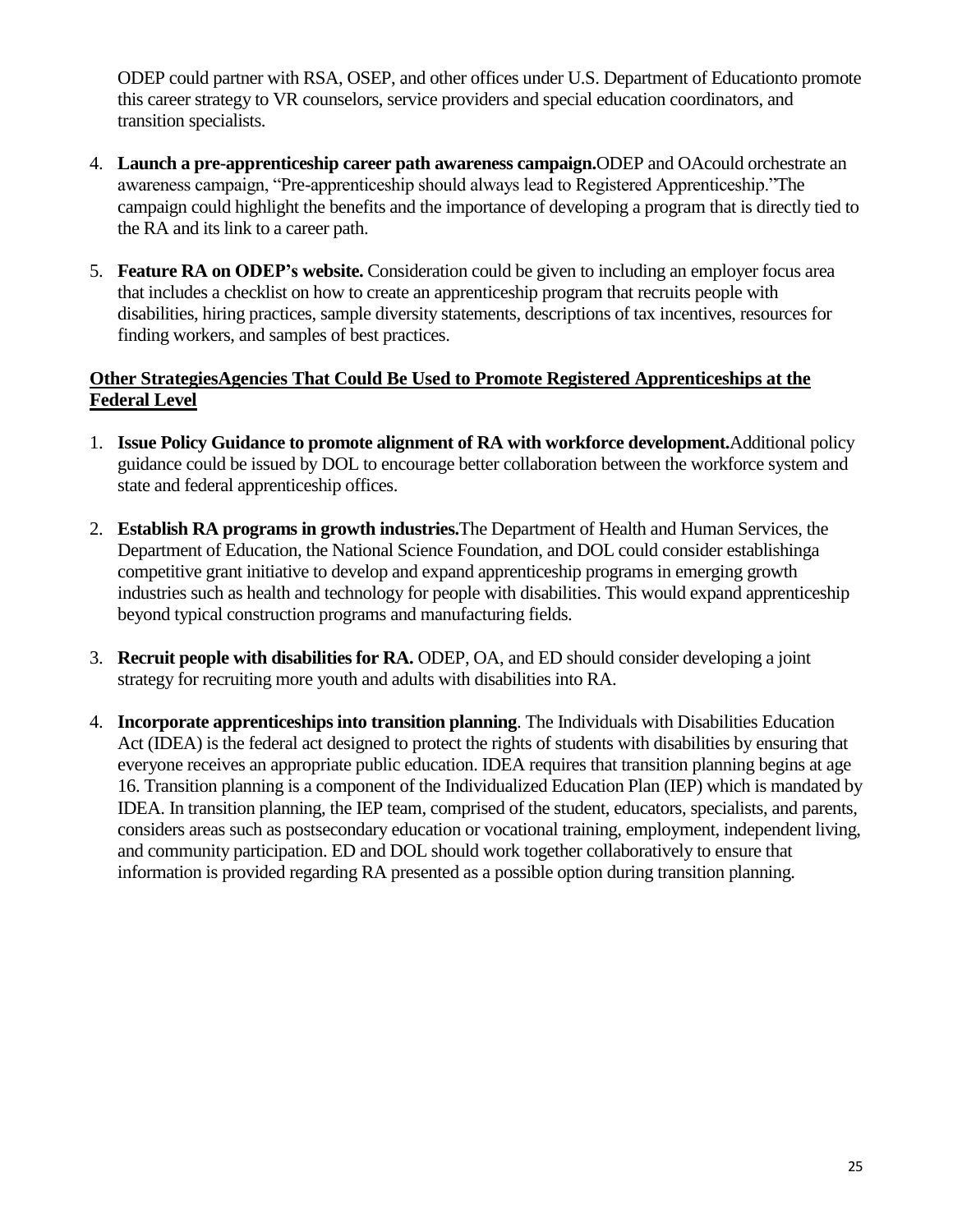ODEP could partner with RSA, OSEP, and other offices under U.S. Department of Educationto promote this career strategy to VR counselors, service providers and special education coordinators, and transition specialists.

4. **Launch a pre-apprenticeship career path awareness campaign.**ODEP and OAcould orchestrate an awareness campaign, "Pre-apprenticeship should always lead to Registered Apprenticeship."The campaign could highlight the benefits and the importance of developing a program that is directly tied to the RA and its link to a career path.

5. **Feature RA on ODEP's website.** Consideration could be given to including an employer focus area that includes a checklist on how to create an apprenticeship program that recruits people with disabilities, hiring practices, sample diversity statements, descriptions of tax incentives, resources for finding workers, and samples of best practices.

**Other StrategiesAgencies That Could Be Used to Promote Registered Apprenticeships at the Federal Level**

1. **Issue Policy Guidance to promote alignment of RA with workforce development.**Additional policy guidance could be issued by DOL to encourage better collaboration between the workforce system and state and federal apprenticeship offices.

2. **Establish RA programs in growth industries.**The Department of Health and Human Services, the Department of Education, the National Science Foundation, and DOL could consider establishinga competitive grant initiative to develop and expand apprenticeship programs in emerging growth industries such as health and technology for people with disabilities. This would expand apprenticeship beyond typical construction programs and manufacturing fields.

3. **Recruit people with disabilities for RA.** ODEP, OA, and ED should consider developing a joint strategy for recruiting more youth and adults with disabilities into RA.

4. **Incorporate apprenticeships into transition planning**. The Individuals with Disabilities Education Act (IDEA) is the federal act designed to protect the rights of students with disabilities by ensuring that everyone receives an appropriate public education. IDEA requires that transition planning begins at age 16. Transition planning is a component of the Individualized Education Plan (IEP) which is mandated by IDEA. In transition planning, the IEP team, comprised of the student, educators, specialists, and parents, considers areas such as postsecondary education or vocational training, employment, independent living, and community participation. ED and DOL should work together collaboratively to ensure that information is provided regarding RA presented as a possible option during transition planning.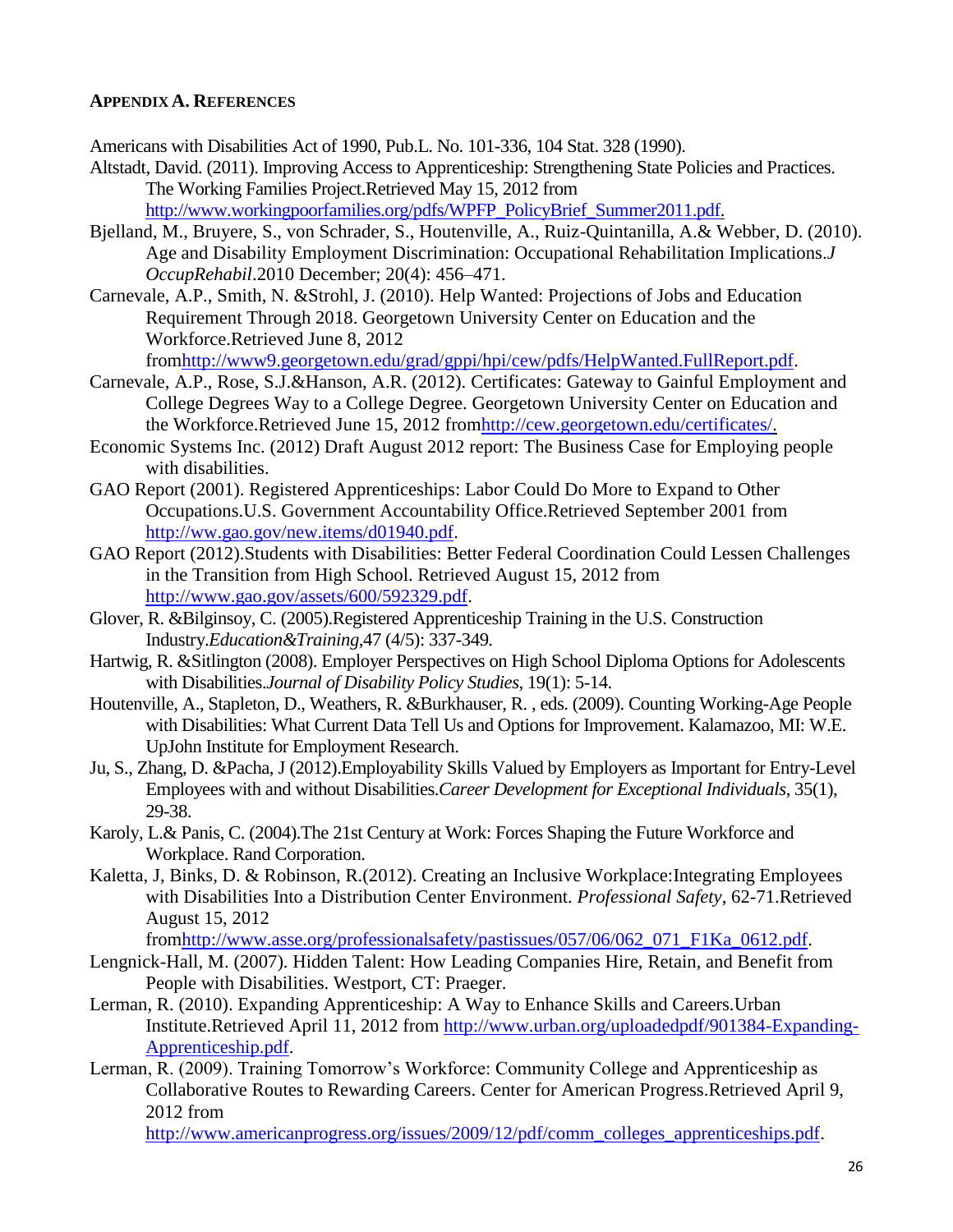**APPENDIX A. REFERENCES**

Americans with Disabilities Act of 1990, Pub.L. No. 101-336, 104 Stat. 328 (1990).

Altstadt, David. (2011). Improving Access to Apprenticeship: Strengthening State Policies and Practices. The Working Families Project.Retrieved May 15, 2012 from http://www.workingpoorfamilies.org/pdfs/WPFP_PolicyBrief_Summer2011.pdf.

Bjelland, M., Bruyere, S., von Schrader, S., Houtenville, A., Ruiz-Quintanilla, A.& Webber, D. (2010). Age and Disability Employment Discrimination: Occupational Rehabilitation Implications.*J OccupRehabil*.2010 December; 20(4): 456–471.

Carnevale, A.P., Smith, N. &Strohl, J. (2010). Help Wanted: Projections of Jobs and Education Requirement Through 2018. Georgetown University Center on Education and the Workforce.Retrieved June 8, 2012 fromhttp://www9.georgetown.edu/grad/gppi/hpi/cew/pdfs/HelpWanted.FullReport.pdf.

Carnevale, A.P., Rose, S.J.&Hanson, A.R. (2012). Certificates: Gateway to Gainful Employment and College Degrees Way to a College Degree. Georgetown University Center on Education and the Workforce.Retrieved June 15, 2012 fromhttp://cew.georgetown.edu/certificates/.

Economic Systems Inc. (2012) Draft August 2012 report: The Business Case for Employing people with disabilities.

GAO Report (2001). Registered Apprenticeships: Labor Could Do More to Expand to Other Occupations.U.S. Government Accountability Office.Retrieved September 2001 from http://ww.gao.gov/new.items/d01940.pdf.

GAO Report (2012).Students with Disabilities: Better Federal Coordination Could Lessen Challenges in the Transition from High School. Retrieved August 15, 2012 from http://www.gao.gov/assets/600/592329.pdf.

Glover, R. &Bilginsoy, C. (2005).Registered Apprenticeship Training in the U.S. Construction Industry.*Education&Training*,47 (4/5): 337-349.

Hartwig, R. &Sitlington (2008). Employer Perspectives on High School Diploma Options for Adolescents with Disabilities.*Journal of Disability Policy Studies*, 19(1): 5-14.

Houtenville, A., Stapleton, D., Weathers, R. &Burkhauser, R. , eds. (2009). Counting Working-Age People with Disabilities: What Current Data Tell Us and Options for Improvement. Kalamazoo, MI: W.E. UpJohn Institute for Employment Research.

Ju, S., Zhang, D. &Pacha, J (2012).Employability Skills Valued by Employers as Important for Entry-Level Employees with and without Disabilities.*Career Development for Exceptional Individuals*, 35(1), 29-38.

Karoly, L.& Panis, C. (2004).The 21st Century at Work: Forces Shaping the Future Workforce and Workplace. Rand Corporation.

Kaletta, J, Binks, D. & Robinson, R.(2012). Creating an Inclusive Workplace:Integrating Employees with Disabilities Into a Distribution Center Environment. *Professional Safety*, 62-71.Retrieved August 15, 2012 fromhttp://www.asse.org/professionalsafety/pastissues/057/06/062_071_F1Ka_0612.pdf.

Lengnick-Hall, M. (2007). Hidden Talent: How Leading Companies Hire, Retain, and Benefit from People with Disabilities. Westport, CT: Praeger.

Lerman, R. (2010). Expanding Apprenticeship: A Way to Enhance Skills and Careers.Urban Institute.Retrieved April 11, 2012 from http://www.urban.org/uploadedpdf/901384-Expanding-Apprenticeship.pdf.

Lerman, R. (2009). Training Tomorrow's Workforce: Community College and Apprenticeship as Collaborative Routes to Rewarding Careers. Center for American Progress.Retrieved April 9, 2012 from http://www.americanprogress.org/issues/2009/12/pdf/comm_colleges_apprenticeships.pdf.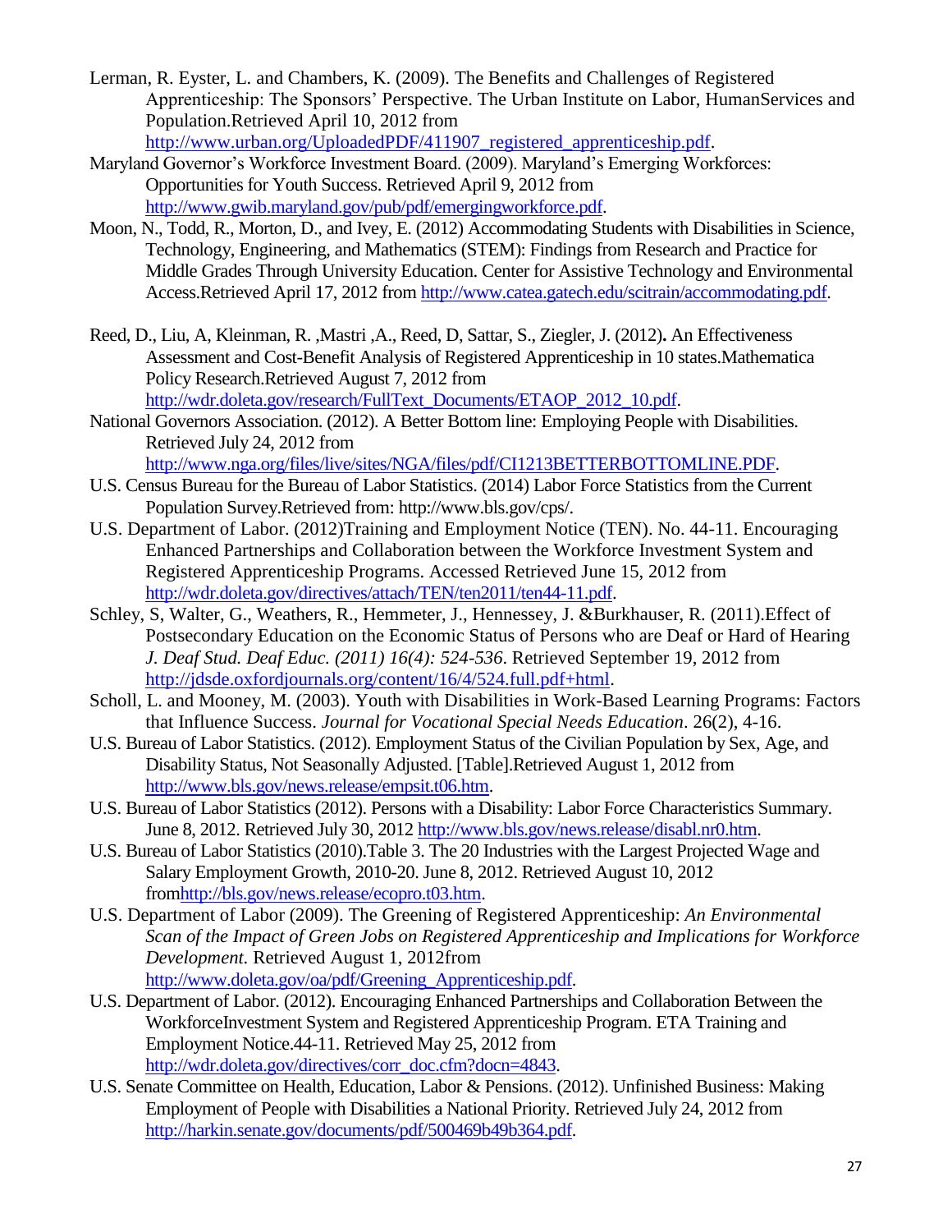Lerman, R. Eyster, L. and Chambers, K. (2009). The Benefits and Challenges of Registered Apprenticeship: The Sponsors' Perspective. The Urban Institute on Labor, HumanServices and Population.Retrieved April 10, 2012 from http://www.urban.org/UploadedPDF/411907_registered_apprenticeship.pdf.

Maryland Governor's Workforce Investment Board. (2009). Maryland's Emerging Workforces: Opportunities for Youth Success. Retrieved April 9, 2012 from http://www.gwib.maryland.gov/pub/pdf/emergingworkforce.pdf.

Moon, N., Todd, R., Morton, D., and Ivey, E. (2012) Accommodating Students with Disabilities in Science, Technology, Engineering, and Mathematics (STEM): Findings from Research and Practice for Middle Grades Through University Education. Center for Assistive Technology and Environmental Access.Retrieved April 17, 2012 from http://www.catea.gatech.edu/scitrain/accommodating.pdf.

Reed, D., Liu, A, Kleinman, R. ,Mastri ,A., Reed, D, Sattar, S., Ziegler, J. (2012)**.** An Effectiveness Assessment and Cost-Benefit Analysis of Registered Apprenticeship in 10 states.Mathematica Policy Research.Retrieved August 7, 2012 from http://wdr.doleta.gov/research/FullText_Documents/ETAOP_2012_10.pdf.

National Governors Association. (2012). A Better Bottom line: Employing People with Disabilities. Retrieved July 24, 2012 from http://www.nga.org/files/live/sites/NGA/files/pdf/CI1213BETTERBOTTOMLINE.PDF.

U.S. Census Bureau for the Bureau of Labor Statistics. (2014) Labor Force Statistics from the Current Population Survey.Retrieved from: http://www.bls.gov/cps/.

U.S. Department of Labor. (2012)Training and Employment Notice (TEN). No. 44-11. Encouraging Enhanced Partnerships and Collaboration between the Workforce Investment System and Registered Apprenticeship Programs. Accessed Retrieved June 15, 2012 from http://wdr.doleta.gov/directives/attach/TEN/ten2011/ten44-11.pdf.

Schley, S, Walter, G., Weathers, R., Hemmeter, J., Hennessey, J. &Burkhauser, R. (2011).Effect of Postsecondary Education on the Economic Status of Persons who are Deaf or Hard of Hearing *J. Deaf Stud. Deaf Educ. (2011) 16(4): 524-536*. Retrieved September 19, 2012 from http://jdsde.oxfordjournals.org/content/16/4/524.full.pdf+html.

Scholl, L. and Mooney, M. (2003). Youth with Disabilities in Work-Based Learning Programs: Factors that Influence Success. *Journal for Vocational Special Needs Education*. 26(2), 4-16.

U.S. Bureau of Labor Statistics. (2012). Employment Status of the Civilian Population by Sex, Age, and Disability Status, Not Seasonally Adjusted. [Table].Retrieved August 1, 2012 from http://www.bls.gov/news.release/empsit.t06.htm.

U.S. Bureau of Labor Statistics (2012). Persons with a Disability: Labor Force Characteristics Summary. June 8, 2012. Retrieved July 30, 2012 http://www.bls.gov/news.release/disabl.nr0.htm.

U.S. Bureau of Labor Statistics (2010).Table 3. The 20 Industries with the Largest Projected Wage and Salary Employment Growth, 2010-20. June 8, 2012. Retrieved August 10, 2012 fromhttp://bls.gov/news.release/ecopro.t03.htm.

U.S. Department of Labor (2009). The Greening of Registered Apprenticeship: *An Environmental Scan of the Impact of Green Jobs on Registered Apprenticeship and Implications for Workforce Development*. Retrieved August 1, 2012from http://www.doleta.gov/oa/pdf/Greening_Apprenticeship.pdf.

U.S. Department of Labor. (2012). Encouraging Enhanced Partnerships and Collaboration Between the WorkforceInvestment System and Registered Apprenticeship Program. ETA Training and Employment Notice.44-11. Retrieved May 25, 2012 from http://wdr.doleta.gov/directives/corr_doc.cfm?docn=4843.

U.S. Senate Committee on Health, Education, Labor & Pensions. (2012). Unfinished Business: Making Employment of People with Disabilities a National Priority. Retrieved July 24, 2012 from http://harkin.senate.gov/documents/pdf/500469b49b364.pdf.